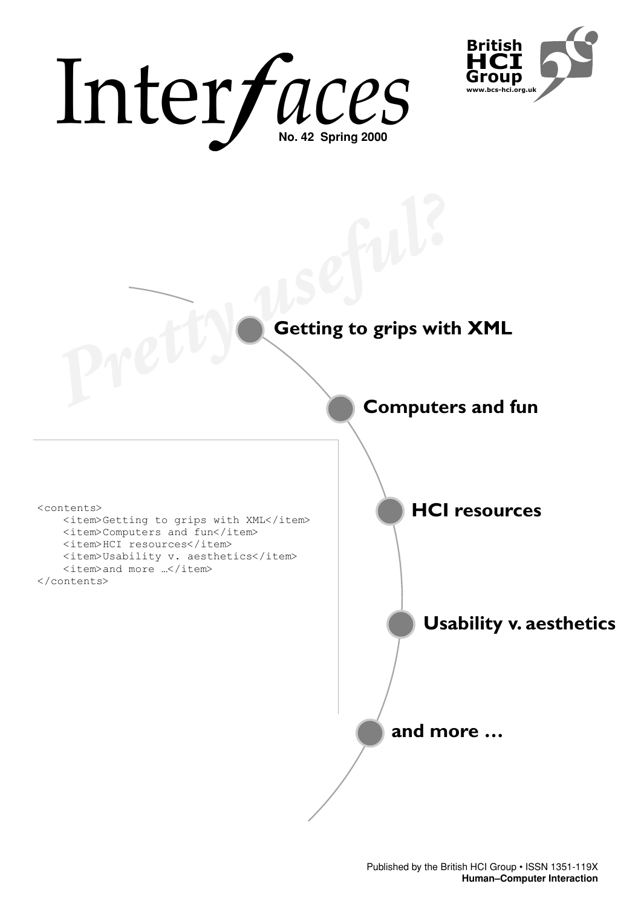# Interfaces

**No. 42 Spring 2000**

British HCI Group
www.bcs-hci.org.uk

*Pretty useful?*

**Getting to grips with XML**

**Computers and fun**

**HCI resources**

**Usability v. aesthetics**

**and more …**

```
<contents>
    <item>Getting to grips with XML</item>
    <item>Computers and fun</item>
    <item>HCI resources</item>
    <item>Usability v. aesthetics</item>
    <item>and more …</item>
</contents>
```

Published by the British HCI Group • ISSN 1351-119X
**Human–Computer Interaction**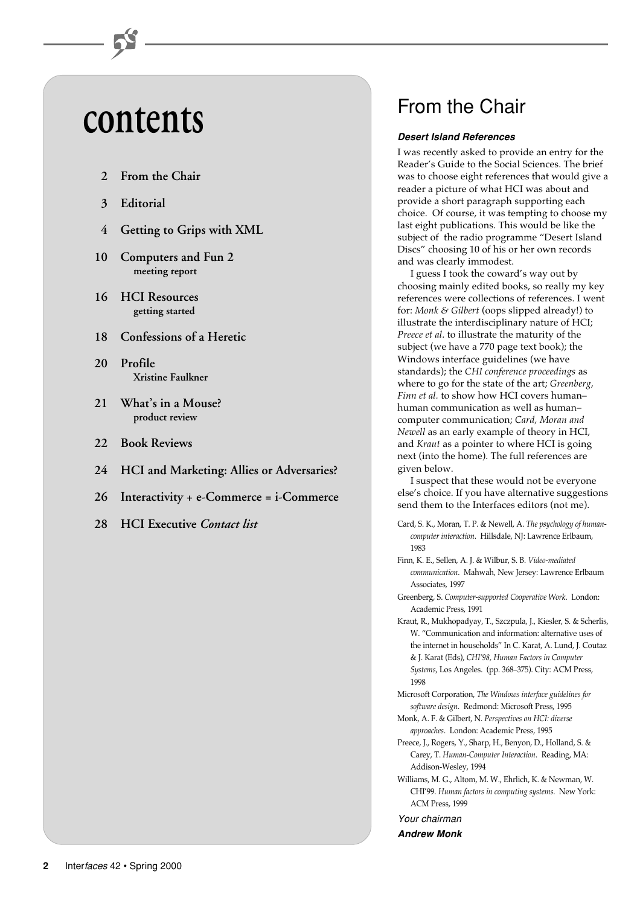# contents

- 2 From the Chair
- 3 Editorial
- 4 Getting to Grips with XML
- 10 Computers and Fun 2 — meeting report
- 16 HCI Resources — getting started
- 18 Confessions of a Heretic
- 20 Profile — Xristine Faulkner
- 21 What's in a Mouse? — product review
- 22 Book Reviews
- 24 HCI and Marketing: Allies or Adversaries?
- 26 Interactivity + e-Commerce = i-Commerce
- 28 HCI Executive *Contact list*

# From the Chair

### *Desert Island References*

I was recently asked to provide an entry for the Reader's Guide to the Social Sciences. The brief was to choose eight references that would give a reader a picture of what HCI was about and provide a short paragraph supporting each choice. Of course, it was tempting to choose my last eight publications. This would be like the subject of the radio programme "Desert Island Discs" choosing 10 of his or her own records and was clearly immodest.

I guess I took the coward's way out by choosing mainly edited books, so really my key references were collections of references. I went for: *Monk & Gilbert* (oops slipped already!) to illustrate the interdisciplinary nature of HCI; *Preece et al.* to illustrate the maturity of the subject (we have a 770 page text book); the Windows interface guidelines (we have standards); the *CHI conference proceedings* as where to go for the state of the art; *Greenberg, Finn et al.* to show how HCI covers human–human communication as well as human–computer communication; *Card, Moran and Newell* as an early example of theory in HCI, and *Kraut* as a pointer to where HCI is going next (into the home). The full references are given below.

I suspect that these would not be everyone else's choice. If you have alternative suggestions send them to the Interfaces editors (not me).

Card, S. K., Moran, T. P. & Newell, A. *The psychology of human-computer interaction*. Hillsdale, NJ: Lawrence Erlbaum, 1983

Finn, K. E., Sellen, A. J. & Wilbur, S. B. *Video-mediated communication*. Mahwah, New Jersey: Lawrence Erlbaum Associates, 1997

Greenberg, S. *Computer-supported Cooperative Work*. London: Academic Press, 1991

Kraut, R., Mukhopadyay, T., Szczpula, J., Kiesler, S. & Scherlis, W. "Communication and information: alternative uses of the internet in households" In C. Karat, A. Lund, J. Coutaz & J. Karat (Eds), *CHI'98, Human Factors in Computer Systems*, Los Angeles. (pp. 368–375). City: ACM Press, 1998

Microsoft Corporation, *The Windows interface guidelines for software design*. Redmond: Microsoft Press, 1995

Monk, A. F. & Gilbert, N. *Perspectives on HCI: diverse approaches*. London: Academic Press, 1995

Preece, J., Rogers, Y., Sharp, H., Benyon, D., Holland, S. & Carey, T. *Human-Computer Interaction*. Reading, MA: Addison-Wesley, 1994

Williams, M. G., Altom, M. W., Ehrlich, K. & Newman, W. CHI'99. *Human factors in computing systems*. New York: ACM Press, 1999

*Your chairman*

***Andrew Monk***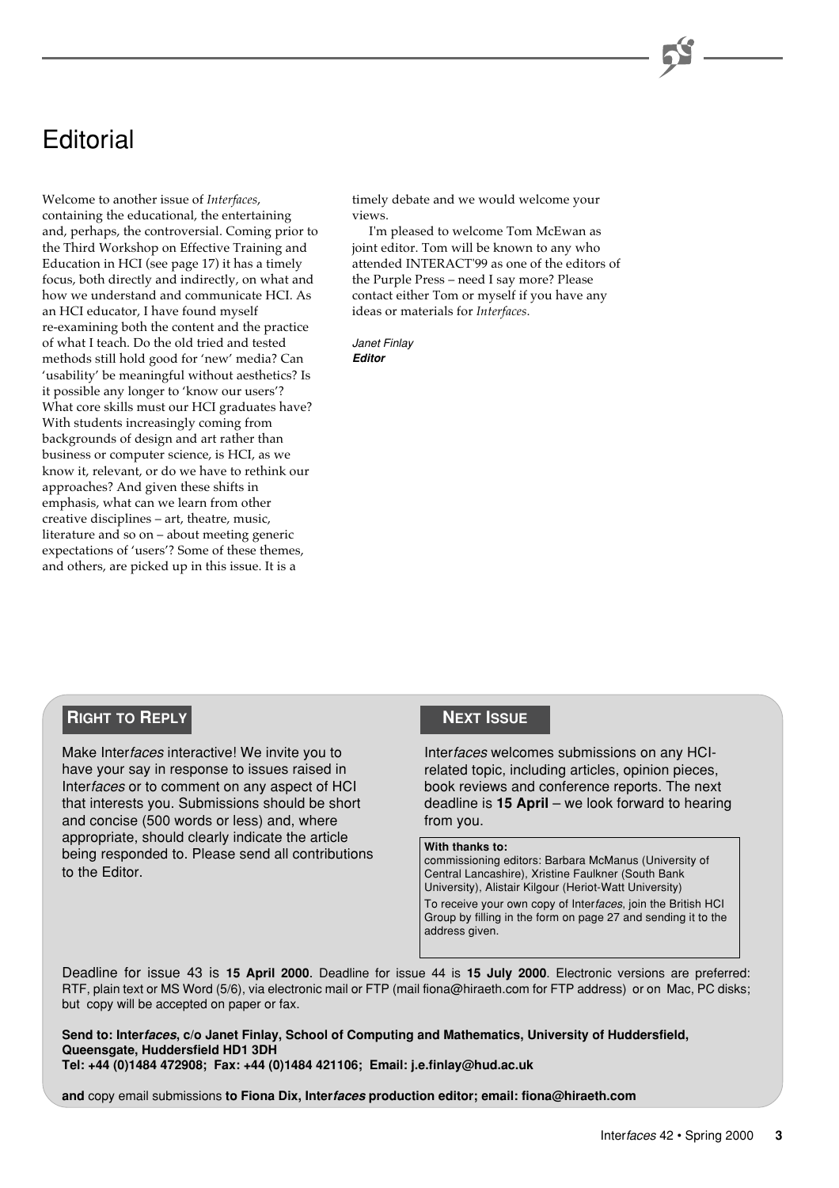# Editorial

Welcome to another issue of *Interfaces*, containing the educational, the entertaining and, perhaps, the controversial. Coming prior to the Third Workshop on Effective Training and Education in HCI (see page 17) it has a timely focus, both directly and indirectly, on what and how we understand and communicate HCI. As an HCI educator, I have found myself re-examining both the content and the practice of what I teach. Do the old tried and tested methods still hold good for 'new' media? Can 'usability' be meaningful without aesthetics? Is it possible any longer to 'know our users'? What core skills must our HCI graduates have? With students increasingly coming from backgrounds of design and art rather than business or computer science, is HCI, as we know it, relevant, or do we have to rethink our approaches? And given these shifts in emphasis, what can we learn from other creative disciplines – art, theatre, music, literature and so on – about meeting generic expectations of 'users'? Some of these themes, and others, are picked up in this issue. It is a timely debate and we would welcome your views.

I'm pleased to welcome Tom McEwan as joint editor. Tom will be known to any who attended INTERACT'99 as one of the editors of the Purple Press – need I say more? Please contact either Tom or myself if you have any ideas or materials for *Interfaces*.

*Janet Finlay*
***Editor***

## Right to Reply

Make Inter*faces* interactive! We invite you to have your say in response to issues raised in Inter*faces* or to comment on any aspect of HCI that interests you. Submissions should be short and concise (500 words or less) and, where appropriate, should clearly indicate the article being responded to. Please send all contributions to the Editor.

## Next Issue

Inter*faces* welcomes submissions on any HCI-related topic, including articles, opinion pieces, book reviews and conference reports. The next deadline is **15 April** – we look forward to hearing from you.

**With thanks to:**
commissioning editors: Barbara McManus (University of Central Lancashire), Xristine Faulkner (South Bank University), Alistair Kilgour (Heriot-Watt University)

To receive your own copy of Inter*faces*, join the British HCI Group by filling in the form on page 27 and sending it to the address given.

Deadline for issue 43 is **15 April 2000**. Deadline for issue 44 is **15 July 2000**. Electronic versions are preferred: RTF, plain text or MS Word (5/6), via electronic mail or FTP (mail fiona@hiraeth.com for FTP address) or on Mac, PC disks; but copy will be accepted on paper or fax.

**Send to: Inter*faces*, c/o Janet Finlay, School of Computing and Mathematics, University of Huddersfield, Queensgate, Huddersfield HD1 3DH**
**Tel: +44 (0)1484 472908; Fax: +44 (0)1484 421106; Email: j.e.finlay@hud.ac.uk**

**and** copy email submissions **to Fiona Dix, Inter*faces* production editor; email: fiona@hiraeth.com**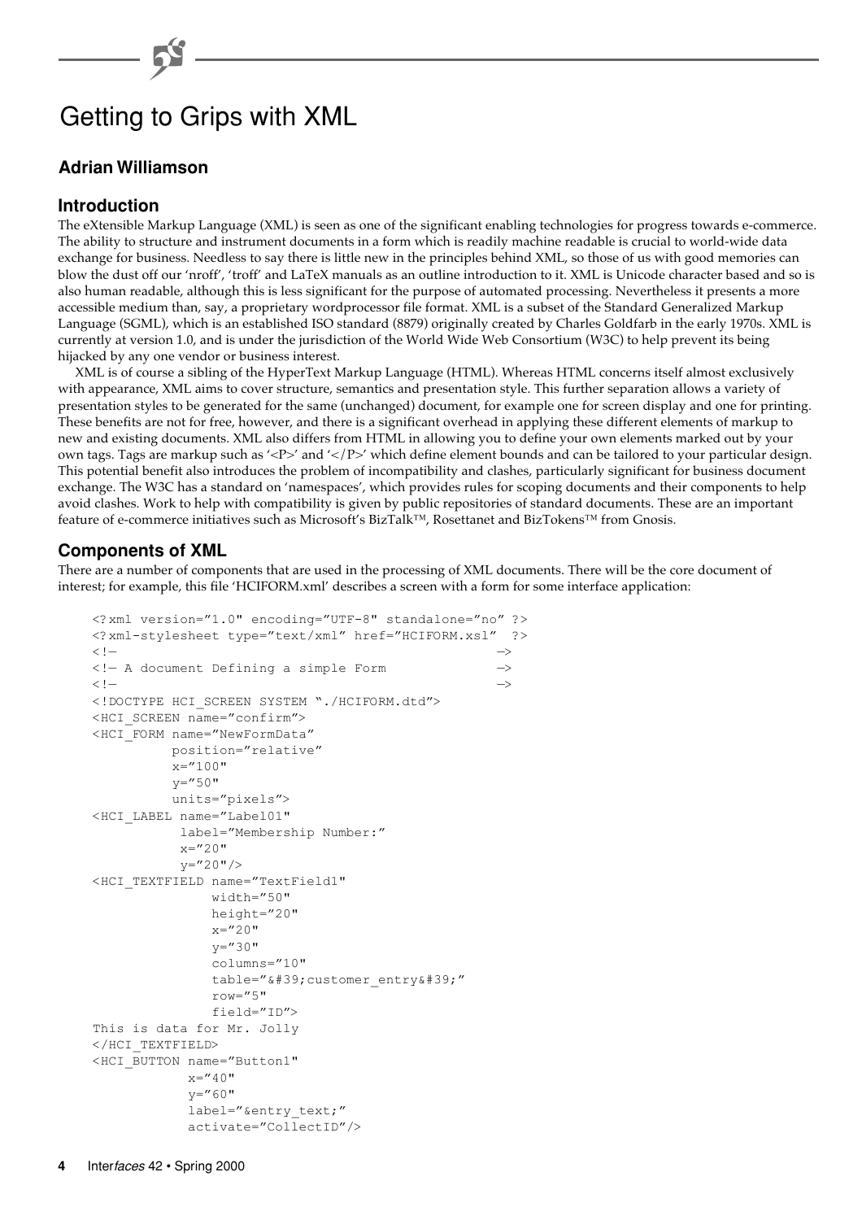# Getting to Grips with XML

**Adrian Williamson**

## Introduction

The eXtensible Markup Language (XML) is seen as one of the significant enabling technologies for progress towards e-commerce. The ability to structure and instrument documents in a form which is readily machine readable is crucial to world-wide data exchange for business. Needless to say there is little new in the principles behind XML, so those of us with good memories can blow the dust off our 'nroff', 'troff' and LaTeX manuals as an outline introduction to it. XML is Unicode character based and so is also human readable, although this is less significant for the purpose of automated processing. Nevertheless it presents a more accessible medium than, say, a proprietary wordprocessor file format. XML is a subset of the Standard Generalized Markup Language (SGML), which is an established ISO standard (8879) originally created by Charles Goldfarb in the early 1970s. XML is currently at version 1.0, and is under the jurisdiction of the World Wide Web Consortium (W3C) to help prevent its being hijacked by any one vendor or business interest.

XML is of course a sibling of the HyperText Markup Language (HTML). Whereas HTML concerns itself almost exclusively with appearance, XML aims to cover structure, semantics and presentation style. This further separation allows a variety of presentation styles to be generated for the same (unchanged) document, for example one for screen display and one for printing. These benefits are not for free, however, and there is a significant overhead in applying these different elements of markup to new and existing documents. XML also differs from HTML in allowing you to define your own elements marked out by your own tags. Tags are markup such as '<P>' and '</P>' which define element bounds and can be tailored to your particular design. This potential benefit also introduces the problem of incompatibility and clashes, particularly significant for business document exchange. The W3C has a standard on 'namespaces', which provides rules for scoping documents and their components to help avoid clashes. Work to help with compatibility is given by public repositories of standard documents. These are an important feature of e-commerce initiatives such as Microsoft's BizTalk™, Rosettanet and BizTokens™ from Gnosis.

## Components of XML

There are a number of components that are used in the processing of XML documents. There will be the core document of interest; for example, this file 'HCIFORM.xml' describes a screen with a form for some interface application:

```
<?xml version="1.0" encoding="UTF-8" standalone="no" ?>
<?xml-stylesheet type="text/xml" href="HCIFORM.xsl"  ?>
<!—                                                 —>
<!— A document Defining a simple Form               —>
<!—                                                 —>
<!DOCTYPE HCI_SCREEN SYSTEM "./HCIFORM.dtd">
<HCI_SCREEN name="confirm">
<HCI_FORM name="NewFormData"
          position="relative"
          x="100"
          y="50"
          units="pixels">
<HCI_LABEL name="Label01"
           label="Membership Number:"
           x="20"
           y="20"/>
<HCI_TEXTFIELD name="TextField1"
               width="50"
               height="20"
               x="20"
               y="30"
               columns="10"
               table="&#39;customer_entry&#39;"
               row="5"
               field="ID">
This is data for Mr. Jolly
</HCI_TEXTFIELD>
<HCI_BUTTON name="Button1"
            x="40"
            y="60"
            label="&entry_text;"
            activate="CollectID"/>
```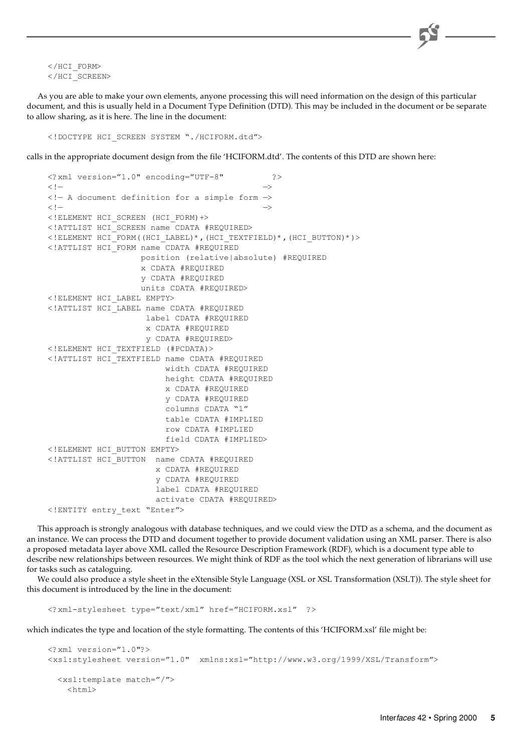```
</HCI_FORM>
</HCI_SCREEN>
```

As you are able to make your own elements, anyone processing this will need information on the design of this particular document, and this is usually held in a Document Type Definition (DTD). This may be included in the document or be separate to allow sharing, as it is here. The line in the document:

```
<!DOCTYPE HCI_SCREEN SYSTEM "./HCIFORM.dtd">
```

calls in the appropriate document design from the file 'HCIFORM.dtd'. The contents of this DTD are shown here:

```
<?xml version="1.0" encoding="UTF-8"          ?>
<!—                                        —>
<!— A document definition for a simple form —>
<!—                                        —>
<!ELEMENT HCI_SCREEN (HCI_FORM)+>
<!ATTLIST HCI_SCREEN name CDATA #REQUIRED>
<!ELEMENT HCI_FORM((HCI_LABEL)*,(HCI_TEXTFIELD)*,(HCI_BUTTON)*)>
<!ATTLIST HCI_FORM name CDATA #REQUIRED
                   position (relative|absolute) #REQUIRED
                   x CDATA #REQUIRED
                   y CDATA #REQUIRED
                   units CDATA #REQUIRED>
<!ELEMENT HCI_LABEL EMPTY>
<!ATTLIST HCI_LABEL name CDATA #REQUIRED
                    label CDATA #REQUIRED
                    x CDATA #REQUIRED
                    y CDATA #REQUIRED>
<!ELEMENT HCI_TEXTFIELD (#PCDATA)>
<!ATTLIST HCI_TEXTFIELD name CDATA #REQUIRED
                        width CDATA #REQUIRED
                        height CDATA #REQUIRED
                        x CDATA #REQUIRED
                        y CDATA #REQUIRED
                        columns CDATA "1"
                        table CDATA #IMPLIED
                        row CDATA #IMPLIED
                        field CDATA #IMPLIED>
<!ELEMENT HCI_BUTTON EMPTY>
<!ATTLIST HCI_BUTTON  name CDATA #REQUIRED
                      x CDATA #REQUIRED
                      y CDATA #REQUIRED
                      label CDATA #REQUIRED
                      activate CDATA #REQUIRED>
<!ENTITY entry_text "Enter">
```

This approach is strongly analogous with database techniques, and we could view the DTD as a schema, and the document as an instance. We can process the DTD and document together to provide document validation using an XML parser. There is also a proposed metadata layer above XML called the Resource Description Framework (RDF), which is a document type able to describe new relationships between resources. We might think of RDF as the tool which the next generation of librarians will use for tasks such as cataloguing.

We could also produce a style sheet in the eXtensible Style Language (XSL or XSL Transformation (XSLT)). The style sheet for this document is introduced by the line in the document:

```
<?xml-stylesheet type="text/xml" href="HCIFORM.xsl"  ?>
```

which indicates the type and location of the style formatting. The contents of this 'HCIFORM.xsl' file might be:

```
<?xml version="1.0"?>
<xsl:stylesheet version="1.0"  xmlns:xsl="http://www.w3.org/1999/XSL/Transform">

  <xsl:template match="/">
    <html>
```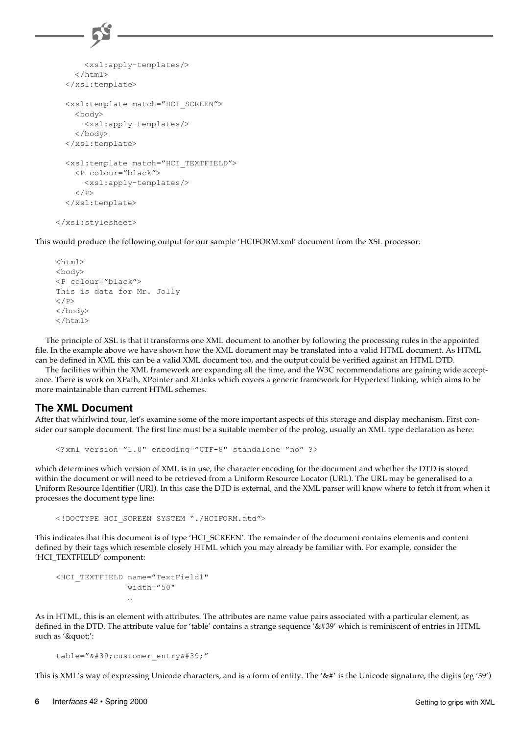```
      <xsl:apply-templates/>
    </html>
  </xsl:template>

  <xsl:template match="HCI_SCREEN">
    <body>
      <xsl:apply-templates/>
    </body>
  </xsl:template>

  <xsl:template match="HCI_TEXTFIELD">
    <P colour="black">
      <xsl:apply-templates/>
    </P>
  </xsl:template>

</xsl:stylesheet>
```

This would produce the following output for our sample 'HCIFORM.xml' document from the XSL processor:

```
<html>
<body>
<P colour="black">
This is data for Mr. Jolly
</P>
</body>
</html>
```

The principle of XSL is that it transforms one XML document to another by following the processing rules in the appointed file. In the example above we have shown how the XML document may be translated into a valid HTML document. As HTML can be defined in XML this can be a valid XML document too, and the output could be verified against an HTML DTD.

The facilities within the XML framework are expanding all the time, and the W3C recommendations are gaining wide acceptance. There is work on XPath, XPointer and XLinks which covers a generic framework for Hypertext linking, which aims to be more maintainable than current HTML schemes.

## The XML Document

After that whirlwind tour, let's examine some of the more important aspects of this storage and display mechanism. First consider our sample document. The first line must be a suitable member of the prolog, usually an XML type declaration as here:

```
<?xml version="1.0" encoding="UTF-8" standalone="no" ?>
```

which determines which version of XML is in use, the character encoding for the document and whether the DTD is stored within the document or will need to be retrieved from a Uniform Resource Locator (URL). The URL may be generalised to a Uniform Resource Identifier (URI). In this case the DTD is external, and the XML parser will know where to fetch it from when it processes the document type line:

```
<!DOCTYPE HCI_SCREEN SYSTEM "./HCIFORM.dtd">
```

This indicates that this document is of type 'HCI_SCREEN'. The remainder of the document contains elements and content defined by their tags which resemble closely HTML which you may already be familiar with. For example, consider the 'HCI_TEXTFIELD' component:

```
<HCI_TEXTFIELD name="TextField1"
               width="50"
               …
```

As in HTML, this is an element with attributes. The attributes are name value pairs associated with a particular element, as defined in the DTD. The attribute value for 'table' contains a strange sequence '&#39' which is reminiscent of entries in HTML such as '&quot;':

```
table="&#39;customer_entry&#39;"
```

This is XML's way of expressing Unicode characters, and is a form of entity. The '&#' is the Unicode signature, the digits (eg '39')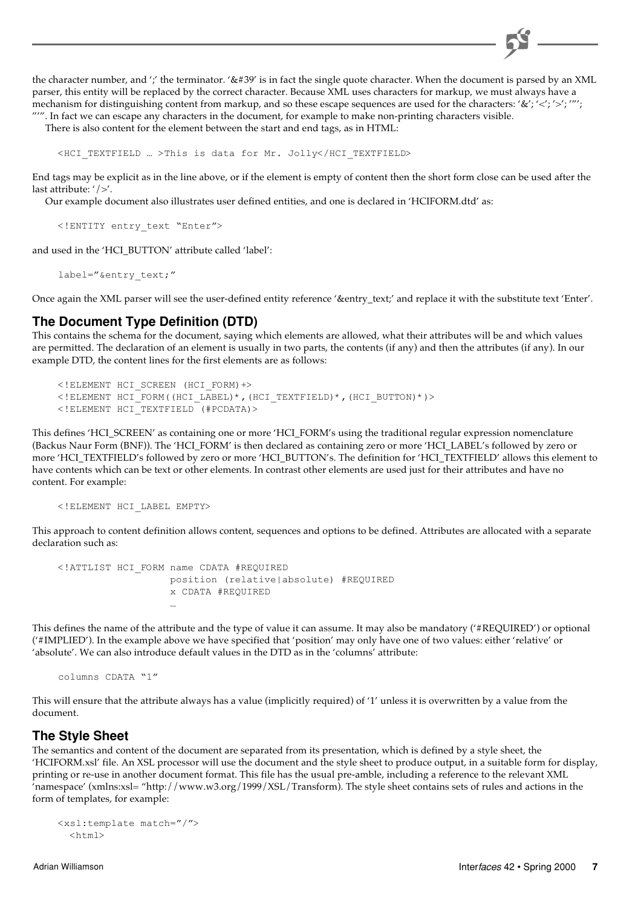the character number, and ';' the terminator. '&#39' is in fact the single quote character. When the document is parsed by an XML parser, this entity will be replaced by the correct character. Because XML uses characters for markup, we must always have a mechanism for distinguishing content from markup, and so these escape sequences are used for the characters: '&'; '<'; '>'; '"'; "'". In fact we can escape any characters in the document, for example to make non-printing characters visible.

There is also content for the element between the start and end tags, as in HTML:

```
<HCI_TEXTFIELD … >This is data for Mr. Jolly</HCI_TEXTFIELD>
```

End tags may be explicit as in the line above, or if the element is empty of content then the short form close can be used after the last attribute: '/>'.

Our example document also illustrates user defined entities, and one is declared in 'HCIFORM.dtd' as:

```
<!ENTITY entry_text "Enter">
```

and used in the 'HCI_BUTTON' attribute called 'label':

```
label="&entry_text;"
```

Once again the XML parser will see the user-defined entity reference '&entry_text;' and replace it with the substitute text 'Enter'.

## The Document Type Definition (DTD)

This contains the schema for the document, saying which elements are allowed, what their attributes will be and which values are permitted. The declaration of an element is usually in two parts, the contents (if any) and then the attributes (if any). In our example DTD, the content lines for the first elements are as follows:

```
<!ELEMENT HCI_SCREEN (HCI_FORM)+>
<!ELEMENT HCI_FORM((HCI_LABEL)*,(HCI_TEXTFIELD)*,(HCI_BUTTON)*)>
<!ELEMENT HCI_TEXTFIELD (#PCDATA)>
```

This defines 'HCI_SCREEN' as containing one or more 'HCI_FORM's using the traditional regular expression nomenclature (Backus Naur Form (BNF)). The 'HCI_FORM' is then declared as containing zero or more 'HCI_LABEL's followed by zero or more 'HCI_TEXTFIELD's followed by zero or more 'HCI_BUTTON's. The definition for 'HCI_TEXTFIELD' allows this element to have contents which can be text or other elements. In contrast other elements are used just for their attributes and have no content. For example:

```
<!ELEMENT HCI_LABEL EMPTY>
```

This approach to content definition allows content, sequences and options to be defined. Attributes are allocated with a separate declaration such as:

```
<!ATTLIST HCI_FORM name CDATA #REQUIRED
                   position (relative|absolute) #REQUIRED
                   x CDATA #REQUIRED
                   …
```

This defines the name of the attribute and the type of value it can assume. It may also be mandatory ('#REQUIRED') or optional ('#IMPLIED'). In the example above we have specified that 'position' may only have one of two values: either 'relative' or 'absolute'. We can also introduce default values in the DTD as in the 'columns' attribute:

```
columns CDATA "1"
```

This will ensure that the attribute always has a value (implicitly required) of '1' unless it is overwritten by a value from the document.

## The Style Sheet

The semantics and content of the document are separated from its presentation, which is defined by a style sheet, the 'HCIFORM.xsl' file. An XSL processor will use the document and the style sheet to produce output, in a suitable form for display, printing or re-use in another document format. This file has the usual pre-amble, including a reference to the relevant XML 'namespace' (xmlns:xsl= "http://www.w3.org/1999/XSL/Transform). The style sheet contains sets of rules and actions in the form of templates, for example:

```
<xsl:template match="/">
  <html>
```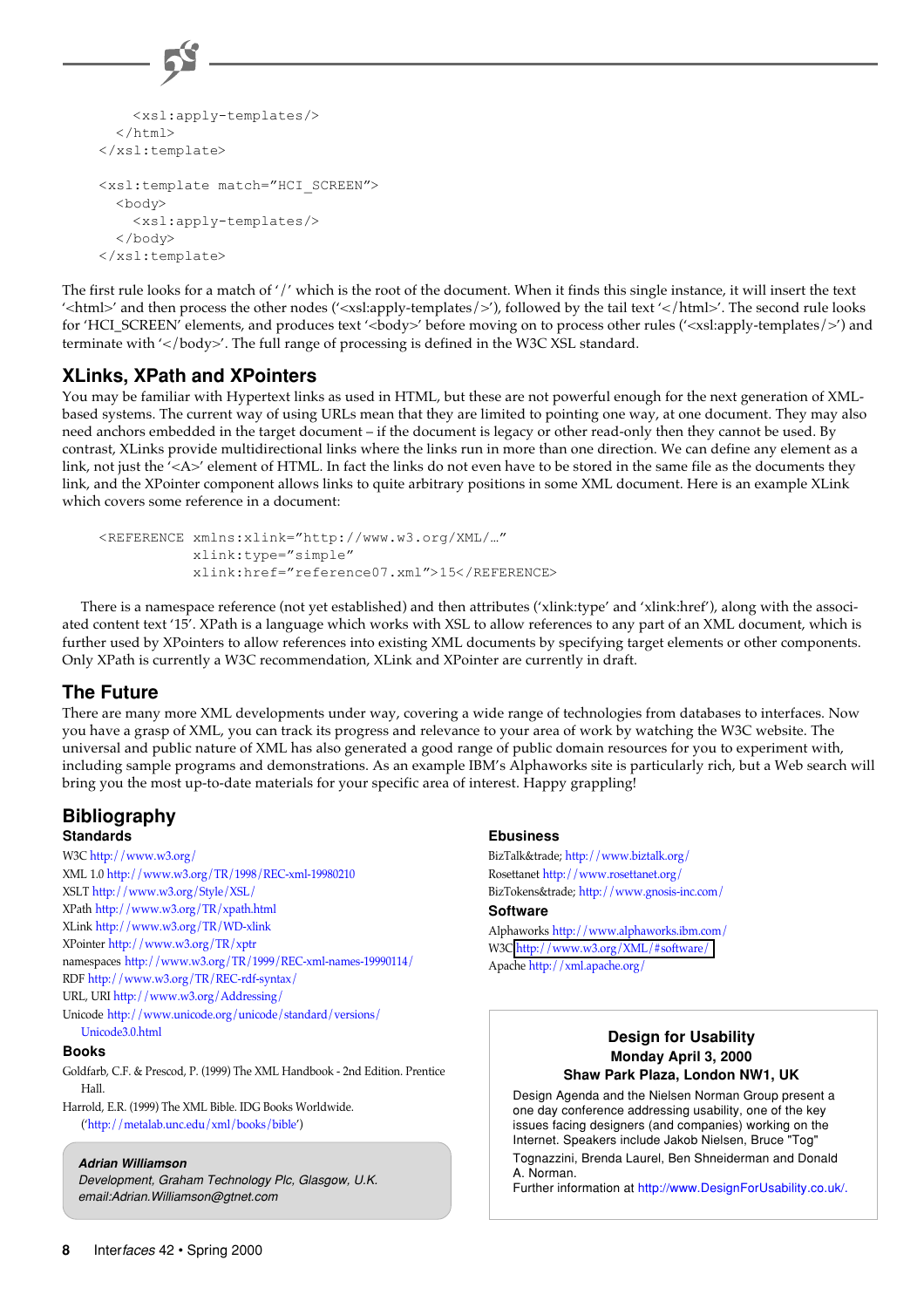```
    <xsl:apply-templates/>
  </html>
</xsl:template>

<xsl:template match="HCI_SCREEN">
  <body>
    <xsl:apply-templates/>
  </body>
</xsl:template>
```

The first rule looks for a match of '/' which is the root of the document. When it finds this single instance, it will insert the text '<html>' and then process the other nodes ('<xsl:apply-templates/>'), followed by the tail text '</html>'. The second rule looks for 'HCI_SCREEN' elements, and produces text '<body>' before moving on to process other rules ('<xsl:apply-templates/>') and terminate with '</body>'. The full range of processing is defined in the W3C XSL standard.

## XLinks, XPath and XPointers

You may be familiar with Hypertext links as used in HTML, but these are not powerful enough for the next generation of XML-based systems. The current way of using URLs mean that they are limited to pointing one way, at one document. They may also need anchors embedded in the target document – if the document is legacy or other read-only then they cannot be used. By contrast, XLinks provide multidirectional links where the links run in more than one direction. We can define any element as a link, not just the '<A>' element of HTML. In fact the links do not even have to be stored in the same file as the documents they link, and the XPointer component allows links to quite arbitrary positions in some XML document. Here is an example XLink which covers some reference in a document:

```
<REFERENCE xmlns:xlink="http://www.w3.org/XML/…"
           xlink:type="simple"
           xlink:href="reference07.xml">15</REFERENCE>
```

There is a namespace reference (not yet established) and then attributes ('xlink:type' and 'xlink:href'), along with the associated content text '15'. XPath is a language which works with XSL to allow references to any part of an XML document, which is further used by XPointers to allow references into existing XML documents by specifying target elements or other components. Only XPath is currently a W3C recommendation, XLink and XPointer are currently in draft.

## The Future

There are many more XML developments under way, covering a wide range of technologies from databases to interfaces. Now you have a grasp of XML, you can track its progress and relevance to your area of work by watching the W3C website. The universal and public nature of XML has also generated a good range of public domain resources for you to experiment with, including sample programs and demonstrations. As an example IBM's Alphaworks site is particularly rich, but a Web search will bring you the most up-to-date materials for your specific area of interest. Happy grappling!

## Bibliography

### Standards

W3C http://www.w3.org/

XML 1.0 http://www.w3.org/TR/1998/REC-xml-19980210

XSLT http://www.w3.org/Style/XSL/

XPath http://www.w3.org/TR/xpath.html

XLink http://www.w3.org/TR/WD-xlink

XPointer http://www.w3.org/TR/xptr

namespaces http://www.w3.org/TR/1999/REC-xml-names-19990114/

RDF http://www.w3.org/TR/REC-rdf-syntax/

URL, URI http://www.w3.org/Addressing/

Unicode http://www.unicode.org/unicode/standard/versions/Unicode3.0.html

### Books

Goldfarb, C.F. & Prescod, P. (1999) The XML Handbook - 2nd Edition. Prentice Hall.

Harrold, E.R. (1999) The XML Bible. IDG Books Worldwide. ('http://metalab.unc.edu/xml/books/bible')

### Ebusiness

BizTalk&trade; http://www.biztalk.org/

Rosettanet http://www.rosettanet.org/

BizTokens&trade; http://www.gnosis-inc.com/

### Software

Alphaworks http://www.alphaworks.ibm.com/

W3C http://www.w3.org/XML/#software/

Apache http://xml.apache.org/

***Adrian Williamson***
*Development, Graham Technology Plc, Glasgow, U.K.*
*email:Adrian.Williamson@gtnet.com*

**Design for Usability**
**Monday April 3, 2000**
**Shaw Park Plaza, London NW1, UK**

Design Agenda and the Nielsen Norman Group present a one day conference addressing usability, one of the key issues facing designers (and companies) working on the Internet. Speakers include Jakob Nielsen, Bruce "Tog" Tognazzini, Brenda Laurel, Ben Shneiderman and Donald A. Norman.
Further information at http://www.DesignForUsability.co.uk/.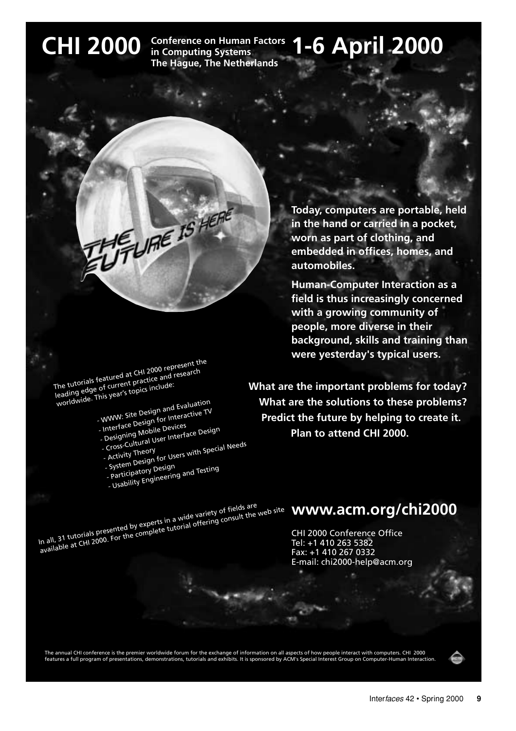# CHI 2000

**Conference on Human Factors in Computing Systems**
**The Hague, The Netherlands**

# 1-6 April 2000

THE FUTURE IS HERE

**Today, computers are portable, held in the hand or carried in a pocket, worn as part of clothing, and embedded in offices, homes, and automobiles.**

**Human-Computer Interaction as a field is thus increasingly concerned with a growing community of people, more diverse in their background, skills and training than were yesterday's typical users.**

**What are the important problems for today?**
**What are the solutions to these problems?**
**Predict the future by helping to create it.**
**Plan to attend CHI 2000.**

The tutorials featured at CHI 2000 represent the leading edge of current practice and research worldwide. This year's topics include:

- WWW: Site Design and Evaluation
- Interface Design for Interactive TV
- Designing Mobile Devices
- Cross-Cultural User Interface Design
- Activity Theory
- System Design for Users with Special Needs
- Participatory Design
- Usability Engineering and Testing

In all, 31 tutorials presented by experts in a wide variety of fields are available at CHI 2000. For the complete tutorial offering consult the web site

## www.acm.org/chi2000

CHI 2000 Conference Office
Tel: +1 410 263 5382
Fax: +1 410 267 0332
E-mail: chi2000-help@acm.org

The annual CHI conference is the premier worldwide forum for the exchange of information on all aspects of how people interact with computers. CHI 2000 features a full program of presentations, demonstrations, tutorials and exhibits. It is sponsored by ACM's Special Interest Group on Computer-Human Interaction.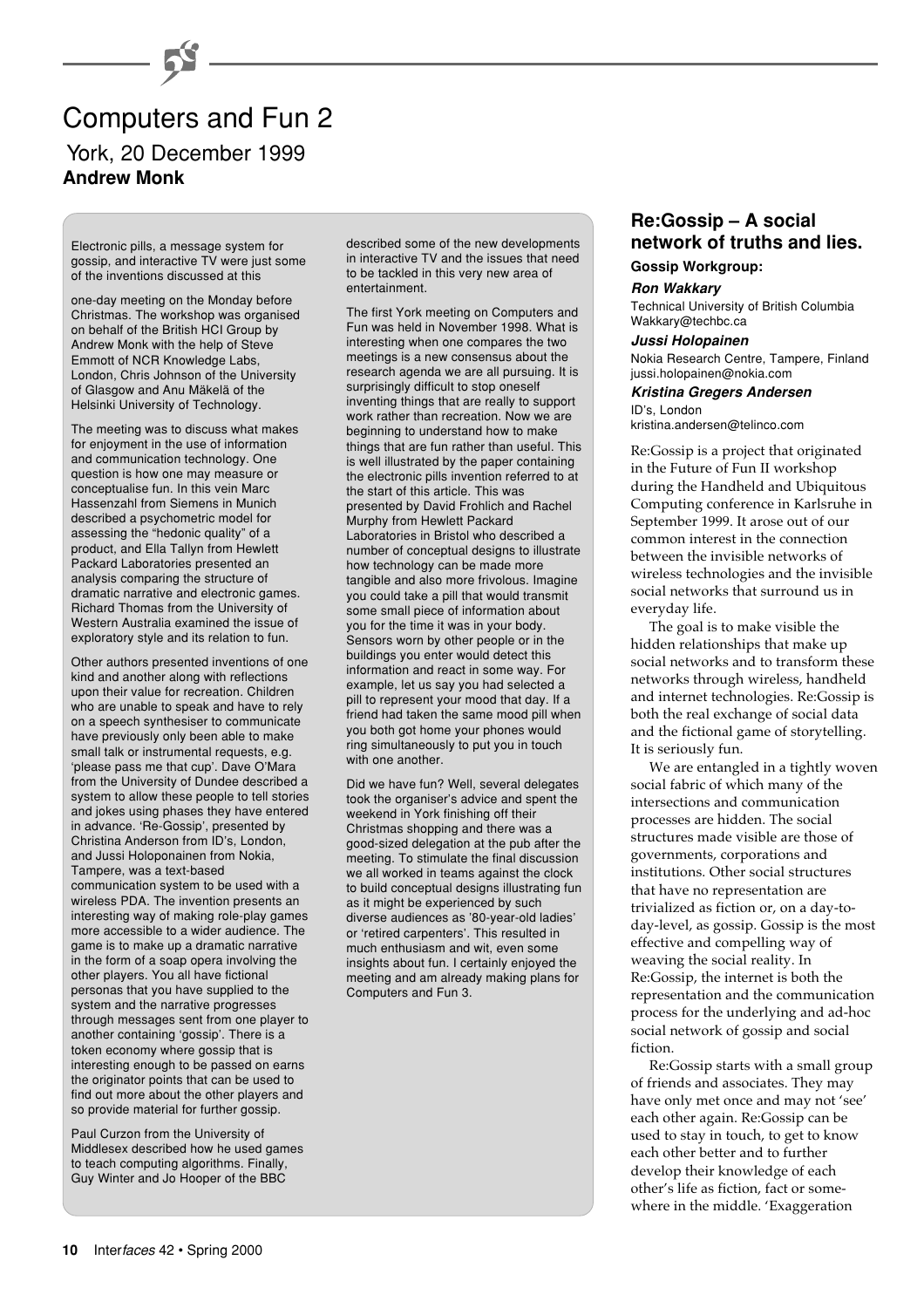# Computers and Fun 2

York, 20 December 1999

**Andrew Monk**

Electronic pills, a message system for gossip, and interactive TV were just some of the inventions discussed at this one-day meeting on the Monday before Christmas. The workshop was organised on behalf of the British HCI Group by Andrew Monk with the help of Steve Emmott of NCR Knowledge Labs, London, Chris Johnson of the University of Glasgow and Anu Mäkelä of the Helsinki University of Technology.

The meeting was to discuss what makes for enjoyment in the use of information and communication technology. One question is how one may measure or conceptualise fun. In this vein Marc Hassenzahl from Siemens in Munich described a psychometric model for assessing the "hedonic quality" of a product, and Ella Tallyn from Hewlett Packard Laboratories presented an analysis comparing the structure of dramatic narrative and electronic games. Richard Thomas from the University of Western Australia examined the issue of exploratory style and its relation to fun.

Other authors presented inventions of one kind and another along with reflections upon their value for recreation. Children who are unable to speak and have to rely on a speech synthesiser to communicate have previously only been able to make small talk or instrumental requests, e.g. 'please pass me that cup'. Dave O'Mara from the University of Dundee described a system to allow these people to tell stories and jokes using phases they have entered in advance. 'Re-Gossip', presented by Christina Anderson from ID's, London, and Jussi Holoponainen from Nokia, Tampere, was a text-based communication system to be used with a wireless PDA. The invention presents an interesting way of making role-play games more accessible to a wider audience. The game is to make up a dramatic narrative in the form of a soap opera involving the other players. You all have fictional personas that you have supplied to the system and the narrative progresses through messages sent from one player to another containing 'gossip'. There is a token economy where gossip that is interesting enough to be passed on earns the originator points that can be used to find out more about the other players and so provide material for further gossip.

Paul Curzon from the University of Middlesex described how he used games to teach computing algorithms. Finally, Guy Winter and Jo Hooper of the BBC described some of the new developments in interactive TV and the issues that need to be tackled in this very new area of entertainment.

The first York meeting on Computers and Fun was held in November 1998. What is interesting when one compares the two meetings is a new consensus about the research agenda we are all pursuing. It is surprisingly difficult to stop oneself inventing things that are really to support work rather than recreation. Now we are beginning to understand how to make things that are fun rather than useful. This is well illustrated by the paper containing the electronic pills invention referred to at the start of this article. This was presented by David Frohlich and Rachel Murphy from Hewlett Packard Laboratories in Bristol who described a number of conceptual designs to illustrate how technology can be made more tangible and also more frivolous. Imagine you could take a pill that would transmit some small piece of information about you for the time it was in your body. Sensors worn by other people or in the buildings you enter would detect this information and react in some way. For example, let us say you had selected a pill to represent your mood that day. If a friend had taken the same mood pill when you both got home your phones would ring simultaneously to put you in touch with one another.

Did we have fun? Well, several delegates took the organiser's advice and spent the weekend in York finishing off their Christmas shopping and there was a good-sized delegation at the pub after the meeting. To stimulate the final discussion we all worked in teams against the clock to build conceptual designs illustrating fun as it might be experienced by such diverse audiences as '80-year-old ladies' or 'retired carpenters'. This resulted in much enthusiasm and wit, even some insights about fun. I certainly enjoyed the meeting and am already making plans for Computers and Fun 3.

## Re:Gossip – A social network of truths and lies.

**Gossip Workgroup:**

***Ron Wakkary***
Technical University of British Columbia
Wakkary@techbc.ca

***Jussi Holopainen***
Nokia Research Centre, Tampere, Finland
jussi.holopainen@nokia.com

***Kristina Gregers Andersen***
ID's, London
kristina.andersen@telinco.com

Re:Gossip is a project that originated in the Future of Fun II workshop during the Handheld and Ubiquitous Computing conference in Karlsruhe in September 1999. It arose out of our common interest in the connection between the invisible networks of wireless technologies and the invisible social networks that surround us in everyday life.

The goal is to make visible the hidden relationships that make up social networks and to transform these networks through wireless, handheld and internet technologies. Re:Gossip is both the real exchange of social data and the fictional game of storytelling. It is seriously fun.

We are entangled in a tightly woven social fabric of which many of the intersections and communication processes are hidden. The social structures made visible are those of governments, corporations and institutions. Other social structures that have no representation are trivialized as fiction or, on a day-to-day-level, as gossip. Gossip is the most effective and compelling way of weaving the social reality. In Re:Gossip, the internet is both the representation and the communication process for the underlying and ad-hoc social network of gossip and social fiction.

Re:Gossip starts with a small group of friends and associates. They may have only met once and may not 'see' each other again. Re:Gossip can be used to stay in touch, to get to know each other better and to further develop their knowledge of each other's life as fiction, fact or somewhere in the middle. 'Exaggeration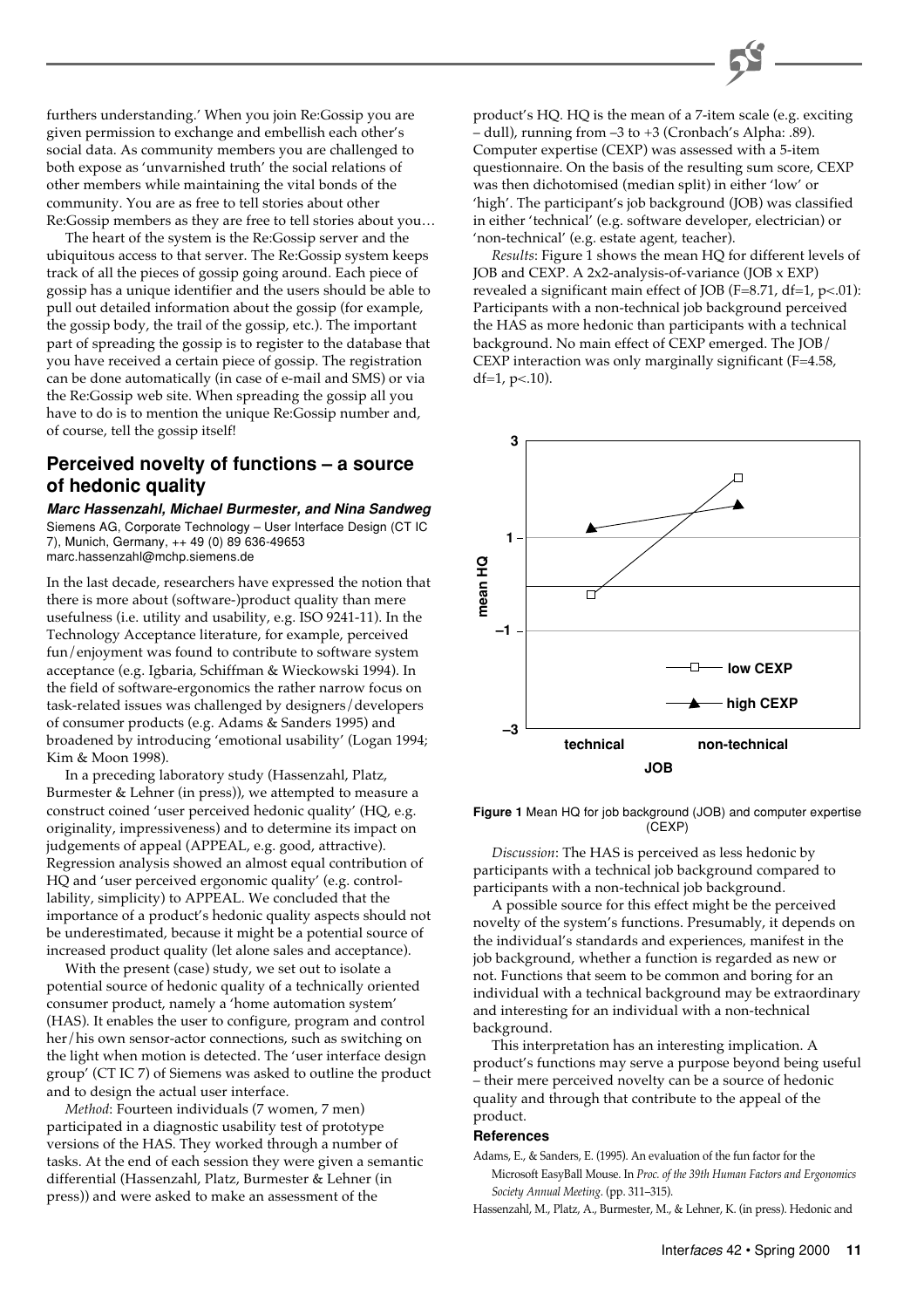furthers understanding.' When you join Re:Gossip you are given permission to exchange and embellish each other's social data. As community members you are challenged to both expose as 'unvarnished truth' the social relations of other members while maintaining the vital bonds of the community. You are as free to tell stories about other Re:Gossip members as they are free to tell stories about you…

The heart of the system is the Re:Gossip server and the ubiquitous access to that server. The Re:Gossip system keeps track of all the pieces of gossip going around. Each piece of gossip has a unique identifier and the users should be able to pull out detailed information about the gossip (for example, the gossip body, the trail of the gossip, etc.). The important part of spreading the gossip is to register to the database that you have received a certain piece of gossip. The registration can be done automatically (in case of e-mail and SMS) or via the Re:Gossip web site. When spreading the gossip all you have to do is to mention the unique Re:Gossip number and, of course, tell the gossip itself!

## Perceived novelty of functions – a source of hedonic quality

***Marc Hassenzahl, Michael Burmester, and Nina Sandweg***
Siemens AG, Corporate Technology – User Interface Design (CT IC 7), Munich, Germany, ++ 49 (0) 89 636-49653
marc.hassenzahl@mchp.siemens.de

In the last decade, researchers have expressed the notion that there is more about (software-)product quality than mere usefulness (i.e. utility and usability, e.g. ISO 9241-11). In the Technology Acceptance literature, for example, perceived fun/enjoyment was found to contribute to software system acceptance (e.g. Igbaria, Schiffman & Wieckowski 1994). In the field of software-ergonomics the rather narrow focus on task-related issues was challenged by designers/developers of consumer products (e.g. Adams & Sanders 1995) and broadened by introducing 'emotional usability' (Logan 1994; Kim & Moon 1998).

In a preceding laboratory study (Hassenzahl, Platz, Burmester & Lehner (in press)), we attempted to measure a construct coined 'user perceived hedonic quality' (HQ, e.g. originality, impressiveness) and to determine its impact on judgements of appeal (APPEAL, e.g. good, attractive). Regression analysis showed an almost equal contribution of HQ and 'user perceived ergonomic quality' (e.g. controllability, simplicity) to APPEAL. We concluded that the importance of a product's hedonic quality aspects should not be underestimated, because it might be a potential source of increased product quality (let alone sales and acceptance).

With the present (case) study, we set out to isolate a potential source of hedonic quality of a technically oriented consumer product, namely a 'home automation system' (HAS). It enables the user to configure, program and control her/his own sensor-actor connections, such as switching on the light when motion is detected. The 'user interface design group' (CT IC 7) of Siemens was asked to outline the product and to design the actual user interface.

*Method*: Fourteen individuals (7 women, 7 men) participated in a diagnostic usability test of prototype versions of the HAS. They worked through a number of tasks. At the end of each session they were given a semantic differential (Hassenzahl, Platz, Burmester & Lehner (in press)) and were asked to make an assessment of the product's HQ. HQ is the mean of a 7-item scale (e.g. exciting – dull), running from –3 to +3 (Cronbach's Alpha: .89). Computer expertise (CEXP) was assessed with a 5-item questionnaire. On the basis of the resulting sum score, CEXP was then dichotomised (median split) in either 'low' or 'high'. The participant's job background (JOB) was classified in either 'technical' (e.g. software developer, electrician) or 'non-technical' (e.g. estate agent, teacher).

*Results*: Figure 1 shows the mean HQ for different levels of JOB and CEXP. A 2x2-analysis-of-variance (JOB x EXP) revealed a significant main effect of JOB ($F=8.71$, $df=1$, $p<.01$): Participants with a non-technical job background perceived the HAS as more hedonic than participants with a technical background. No main effect of CEXP emerged. The JOB/CEXP interaction was only marginally significant ($F=4.58$, $df=1$, $p<.10$).

**Figure 1** Mean HQ for job background (JOB) and computer expertise (CEXP)

*Discussion*: The HAS is perceived as less hedonic by participants with a technical job background compared to participants with a non-technical job background.

A possible source for this effect might be the perceived novelty of the system's functions. Presumably, it depends on the individual's standards and experiences, manifest in the job background, whether a function is regarded as new or not. Functions that seem to be common and boring for an individual with a technical background may be extraordinary and interesting for an individual with a non-technical background.

This interpretation has an interesting implication. A product's functions may serve a purpose beyond being useful – their mere perceived novelty can be a source of hedonic quality and through that contribute to the appeal of the product.

### References

Adams, E., & Sanders, E. (1995). An evaluation of the fun factor for the Microsoft EasyBall Mouse. In *Proc. of the 39th Human Factors and Ergonomics Society Annual Meeting*. (pp. 311–315).

Hassenzahl, M., Platz, A., Burmester, M., & Lehner, K. (in press). Hedonic and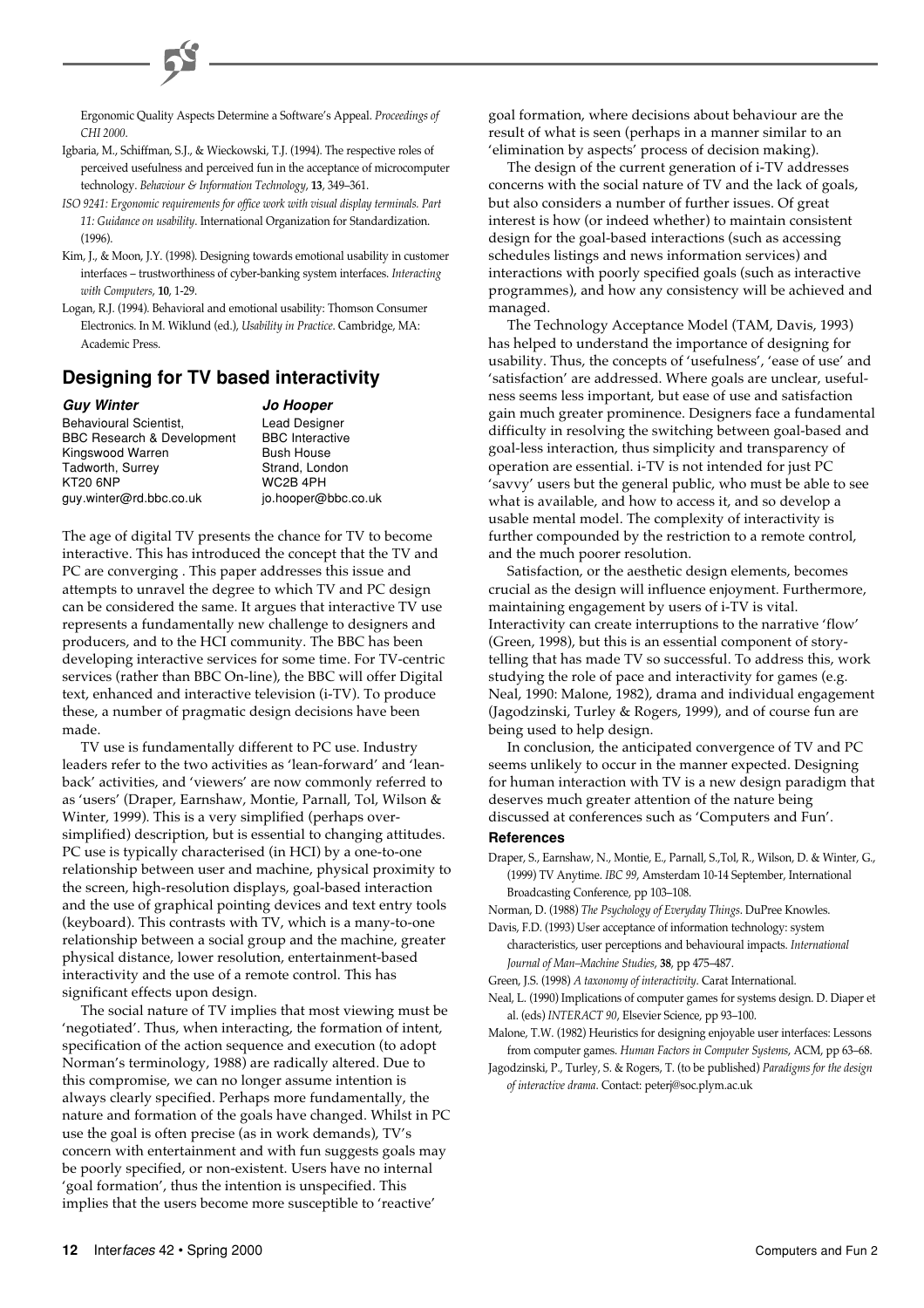Ergonomic Quality Aspects Determine a Software's Appeal. *Proceedings of CHI 2000*.

Igbaria, M., Schiffman, S.J., & Wieckowski, T.J. (1994). The respective roles of perceived usefulness and perceived fun in the acceptance of microcomputer technology. *Behaviour & Information Technology*, **13**, 349–361.

*ISO 9241: Ergonomic requirements for office work with visual display terminals. Part 11: Guidance on usability*. International Organization for Standardization. (1996).

Kim, J., & Moon, J.Y. (1998). Designing towards emotional usability in customer interfaces – trustworthiness of cyber-banking system interfaces. *Interacting with Computers*, **10**, 1-29.

Logan, R.J. (1994). Behavioral and emotional usability: Thomson Consumer Electronics. In M. Wiklund (ed.), *Usability in Practice*. Cambridge, MA: Academic Press.

## Designing for TV based interactivity

***Guy Winter***
Behavioural Scientist,
BBC Research & Development
Kingswood Warren
Tadworth, Surrey
KT20 6NP
guy.winter@rd.bbc.co.uk

***Jo Hooper***
Lead Designer
BBC Interactive
Bush House
Strand, London
WC2B 4PH
jo.hooper@bbc.co.uk

The age of digital TV presents the chance for TV to become interactive. This has introduced the concept that the TV and PC are converging . This paper addresses this issue and attempts to unravel the degree to which TV and PC design can be considered the same. It argues that interactive TV use represents a fundamentally new challenge to designers and producers, and to the HCI community. The BBC has been developing interactive services for some time. For TV-centric services (rather than BBC On-line), the BBC will offer Digital text, enhanced and interactive television (i-TV). To produce these, a number of pragmatic design decisions have been made.

TV use is fundamentally different to PC use. Industry leaders refer to the two activities as 'lean-forward' and 'lean-back' activities, and 'viewers' are now commonly referred to as 'users' (Draper, Earnshaw, Montie, Parnall, Tol, Wilson & Winter, 1999). This is a very simplified (perhaps over-simplified) description, but is essential to changing attitudes. PC use is typically characterised (in HCI) by a one-to-one relationship between user and machine, physical proximity to the screen, high-resolution displays, goal-based interaction and the use of graphical pointing devices and text entry tools (keyboard). This contrasts with TV, which is a many-to-one relationship between a social group and the machine, greater physical distance, lower resolution, entertainment-based interactivity and the use of a remote control. This has significant effects upon design.

The social nature of TV implies that most viewing must be 'negotiated'. Thus, when interacting, the formation of intent, specification of the action sequence and execution (to adopt Norman's terminology, 1988) are radically altered. Due to this compromise, we can no longer assume intention is always clearly specified. Perhaps more fundamentally, the nature and formation of the goals have changed. Whilst in PC use the goal is often precise (as in work demands), TV's concern with entertainment and with fun suggests goals may be poorly specified, or non-existent. Users have no internal 'goal formation', thus the intention is unspecified. This implies that the users become more susceptible to 'reactive' goal formation, where decisions about behaviour are the result of what is seen (perhaps in a manner similar to an 'elimination by aspects' process of decision making).

The design of the current generation of i-TV addresses concerns with the social nature of TV and the lack of goals, but also considers a number of further issues. Of great interest is how (or indeed whether) to maintain consistent design for the goal-based interactions (such as accessing schedules listings and news information services) and interactions with poorly specified goals (such as interactive programmes), and how any consistency will be achieved and managed.

The Technology Acceptance Model (TAM, Davis, 1993) has helped to understand the importance of designing for usability. Thus, the concepts of 'usefulness', 'ease of use' and 'satisfaction' are addressed. Where goals are unclear, usefulness seems less important, but ease of use and satisfaction gain much greater prominence. Designers face a fundamental difficulty in resolving the switching between goal-based and goal-less interaction, thus simplicity and transparency of operation are essential. i-TV is not intended for just PC 'savvy' users but the general public, who must be able to see what is available, and how to access it, and so develop a usable mental model. The complexity of interactivity is further compounded by the restriction to a remote control, and the much poorer resolution.

Satisfaction, or the aesthetic design elements, becomes crucial as the design will influence enjoyment. Furthermore, maintaining engagement by users of i-TV is vital. Interactivity can create interruptions to the narrative 'flow' (Green, 1998), but this is an essential component of story-telling that has made TV so successful. To address this, work studying the role of pace and interactivity for games (e.g. Neal, 1990: Malone, 1982), drama and individual engagement (Jagodzinski, Turley & Rogers, 1999), and of course fun are being used to help design.

In conclusion, the anticipated convergence of TV and PC seems unlikely to occur in the manner expected. Designing for human interaction with TV is a new design paradigm that deserves much greater attention of the nature being discussed at conferences such as 'Computers and Fun'.

#### References

Draper, S., Earnshaw, N., Montie, E., Parnall, S.,Tol, R., Wilson, D. & Winter, G., (1999) TV Anytime. *IBC 99*, Amsterdam 10-14 September, International Broadcasting Conference, pp 103–108.

Norman, D. (1988) *The Psychology of Everyday Things*. DuPree Knowles.

Davis, F.D. (1993) User acceptance of information technology: system characteristics, user perceptions and behavioural impacts. *International Journal of Man–Machine Studies*, **38**, pp 475–487.

Green, J.S. (1998) *A taxonomy of interactivity*. Carat International.

Neal, L. (1990) Implications of computer games for systems design. D. Diaper et al. (eds) *INTERACT 90*, Elsevier Science, pp 93–100.

Malone, T.W. (1982) Heuristics for designing enjoyable user interfaces: Lessons from computer games. *Human Factors in Computer Systems*, ACM, pp 63–68.

Jagodzinski, P., Turley, S. & Rogers, T. (to be published) *Paradigms for the design of interactive drama*. Contact: peterj@soc.plym.ac.uk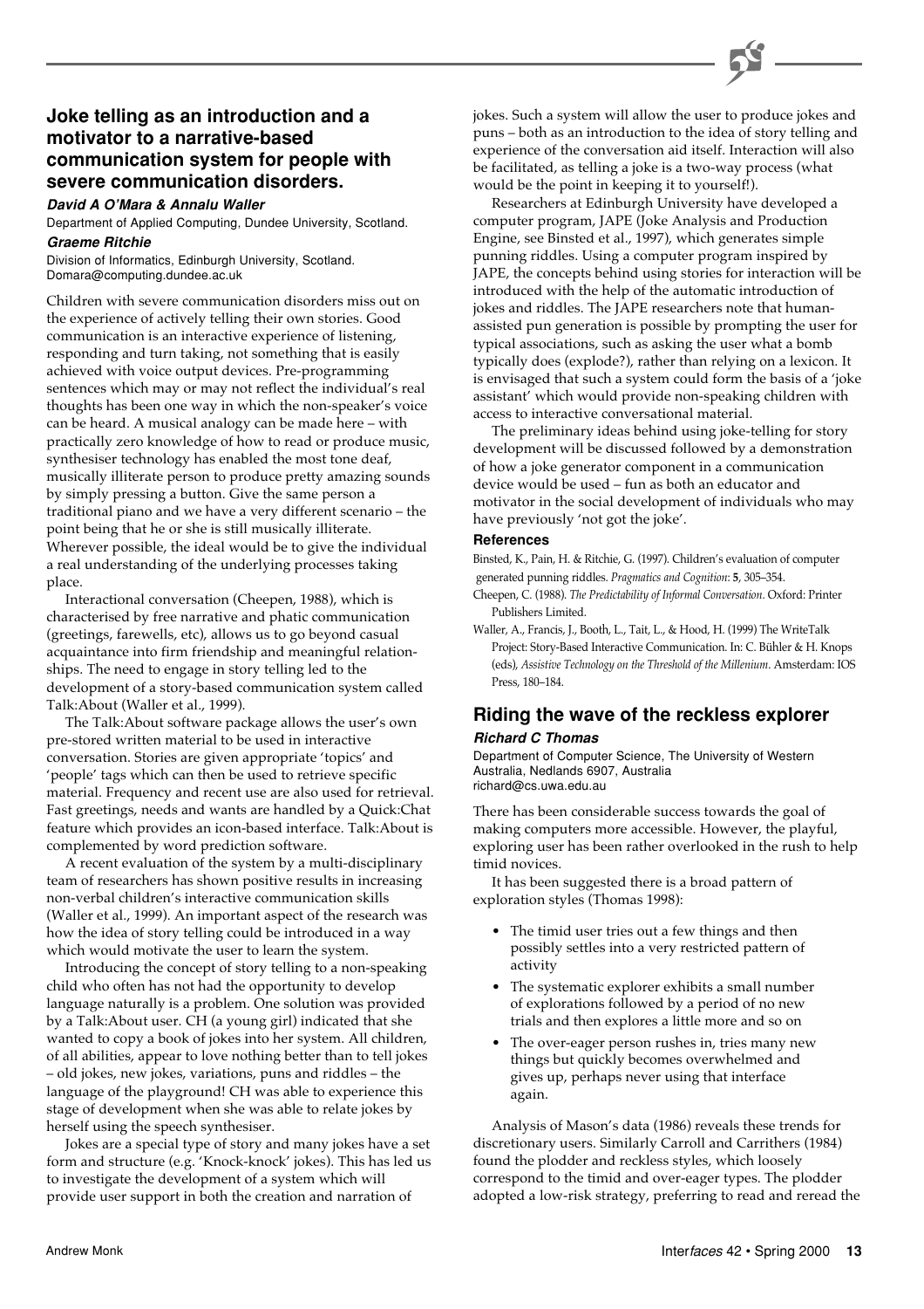## Joke telling as an introduction and a motivator to a narrative-based communication system for people with severe communication disorders.

***David A O'Mara & Annalu Waller***

Department of Applied Computing, Dundee University, Scotland.

***Graeme Ritchie***

Division of Informatics, Edinburgh University, Scotland.
Domara@computing.dundee.ac.uk

Children with severe communication disorders miss out on the experience of actively telling their own stories. Good communication is an interactive experience of listening, responding and turn taking, not something that is easily achieved with voice output devices. Pre-programming sentences which may or may not reflect the individual's real thoughts has been one way in which the non-speaker's voice can be heard. A musical analogy can be made here – with practically zero knowledge of how to read or produce music, synthesiser technology has enabled the most tone deaf, musically illiterate person to produce pretty amazing sounds by simply pressing a button. Give the same person a traditional piano and we have a very different scenario – the point being that he or she is still musically illiterate. Wherever possible, the ideal would be to give the individual a real understanding of the underlying processes taking place.

Interactional conversation (Cheepen, 1988), which is characterised by free narrative and phatic communication (greetings, farewells, etc), allows us to go beyond casual acquaintance into firm friendship and meaningful relationships. The need to engage in story telling led to the development of a story-based communication system called Talk:About (Waller et al., 1999).

The Talk:About software package allows the user's own pre-stored written material to be used in interactive conversation. Stories are given appropriate 'topics' and 'people' tags which can then be used to retrieve specific material. Frequency and recent use are also used for retrieval. Fast greetings, needs and wants are handled by a Quick:Chat feature which provides an icon-based interface. Talk:About is complemented by word prediction software.

A recent evaluation of the system by a multi-disciplinary team of researchers has shown positive results in increasing non-verbal children's interactive communication skills (Waller et al., 1999). An important aspect of the research was how the idea of story telling could be introduced in a way which would motivate the user to learn the system.

Introducing the concept of story telling to a non-speaking child who often has not had the opportunity to develop language naturally is a problem. One solution was provided by a Talk:About user. CH (a young girl) indicated that she wanted to copy a book of jokes into her system. All children, of all abilities, appear to love nothing better than to tell jokes – old jokes, new jokes, variations, puns and riddles – the language of the playground! CH was able to experience this stage of development when she was able to relate jokes by herself using the speech synthesiser.

Jokes are a special type of story and many jokes have a set form and structure (e.g. 'Knock-knock' jokes). This has led us to investigate the development of a system which will provide user support in both the creation and narration of jokes. Such a system will allow the user to produce jokes and puns – both as an introduction to the idea of story telling and experience of the conversation aid itself. Interaction will also be facilitated, as telling a joke is a two-way process (what would be the point in keeping it to yourself!).

Researchers at Edinburgh University have developed a computer program, JAPE (Joke Analysis and Production Engine, see Binsted et al., 1997), which generates simple punning riddles. Using a computer program inspired by JAPE, the concepts behind using stories for interaction will be introduced with the help of the automatic introduction of jokes and riddles. The JAPE researchers note that human-assisted pun generation is possible by prompting the user for typical associations, such as asking the user what a bomb typically does (explode?), rather than relying on a lexicon. It is envisaged that such a system could form the basis of a 'joke assistant' which would provide non-speaking children with access to interactive conversational material.

The preliminary ideas behind using joke-telling for story development will be discussed followed by a demonstration of how a joke generator component in a communication device would be used – fun as both an educator and motivator in the social development of individuals who may have previously 'not got the joke'.

### References

Binsted, K., Pain, H. & Ritchie, G. (1997). Children's evaluation of computer generated punning riddles. *Pragmatics and Cognition*: **5**, 305–354.

Cheepen, C. (1988). *The Predictability of Informal Conversation*. Oxford: Printer Publishers Limited.

Waller, A., Francis, J., Booth, L., Tait, L., & Hood, H. (1999) The WriteTalk Project: Story-Based Interactive Communication. In: C. Bühler & H. Knops (eds), *Assistive Technology on the Threshold of the Millenium*. Amsterdam: IOS Press, 180–184.

## Riding the wave of the reckless explorer

***Richard C Thomas***

Department of Computer Science, The University of Western Australia, Nedlands 6907, Australia
richard@cs.uwa.edu.au

There has been considerable success towards the goal of making computers more accessible. However, the playful, exploring user has been rather overlooked in the rush to help timid novices.

It has been suggested there is a broad pattern of exploration styles (Thomas 1998):

- The timid user tries out a few things and then possibly settles into a very restricted pattern of activity
- The systematic explorer exhibits a small number of explorations followed by a period of no new trials and then explores a little more and so on
- The over-eager person rushes in, tries many new things but quickly becomes overwhelmed and gives up, perhaps never using that interface again.

Analysis of Mason's data (1986) reveals these trends for discretionary users. Similarly Carroll and Carrithers (1984) found the plodder and reckless styles, which loosely correspond to the timid and over-eager types. The plodder adopted a low-risk strategy, preferring to read and reread the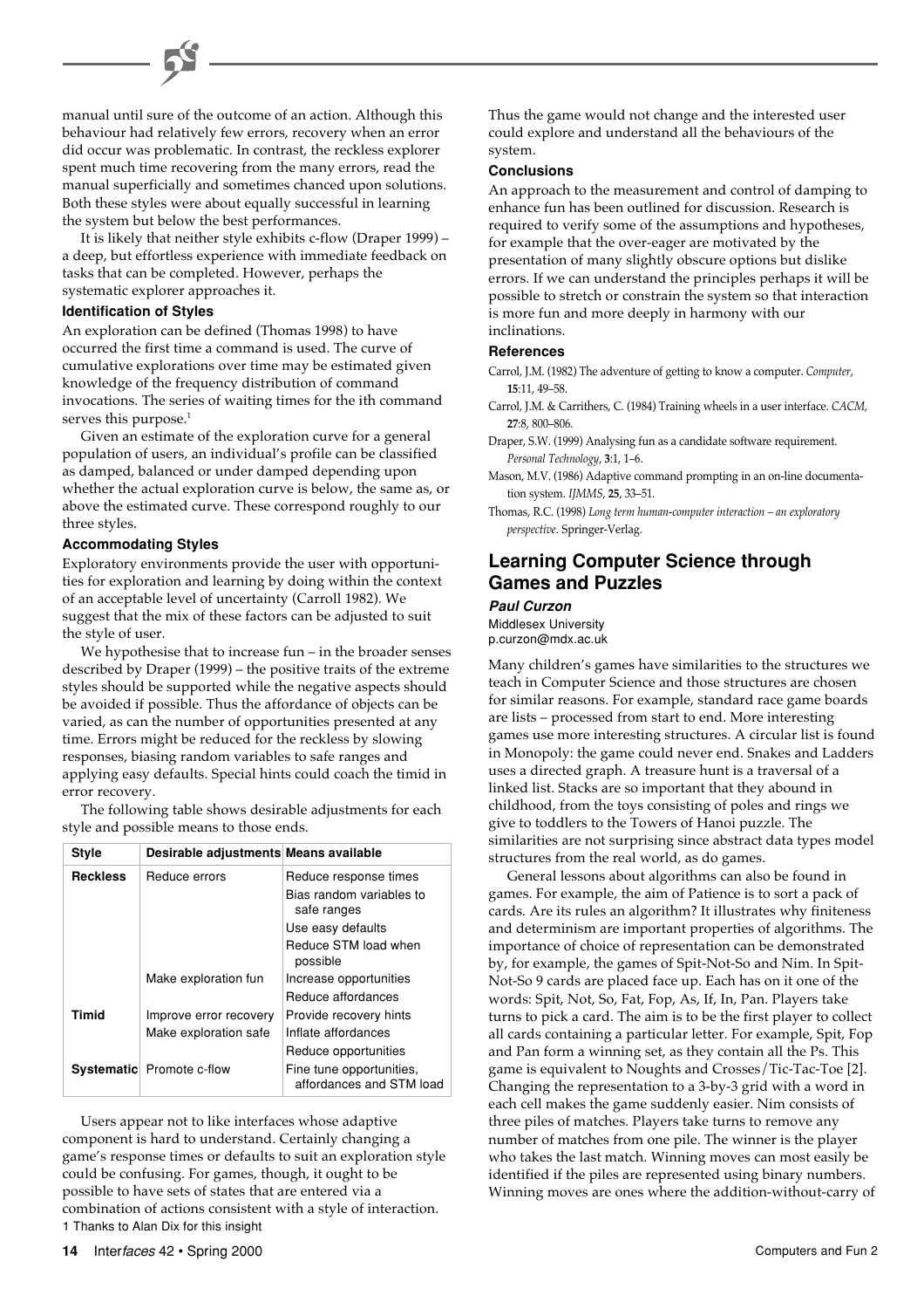manual until sure of the outcome of an action. Although this behaviour had relatively few errors, recovery when an error did occur was problematic. In contrast, the reckless explorer spent much time recovering from the many errors, read the manual superficially and sometimes chanced upon solutions. Both these styles were about equally successful in learning the system but below the best performances.

It is likely that neither style exhibits c-flow (Draper 1999) – a deep, but effortless experience with immediate feedback on tasks that can be completed. However, perhaps the systematic explorer approaches it.

#### Identification of Styles

An exploration can be defined (Thomas 1998) to have occurred the first time a command is used. The curve of cumulative explorations over time may be estimated given knowledge of the frequency distribution of command invocations. The series of waiting times for the ith command serves this purpose.[1]

Given an estimate of the exploration curve for a general population of users, an individual's profile can be classified as damped, balanced or under damped depending upon whether the actual exploration curve is below, the same as, or above the estimated curve. These correspond roughly to our three styles.

#### Accommodating Styles

Exploratory environments provide the user with opportunities for exploration and learning by doing within the context of an acceptable level of uncertainty (Carroll 1982). We suggest that the mix of these factors can be adjusted to suit the style of user.

We hypothesise that to increase fun – in the broader senses described by Draper (1999) – the positive traits of the extreme styles should be supported while the negative aspects should be avoided if possible. Thus the affordance of objects can be varied, as can the number of opportunities presented at any time. Errors might be reduced for the reckless by slowing responses, biasing random variables to safe ranges and applying easy defaults. Special hints could coach the timid in error recovery.

The following table shows desirable adjustments for each style and possible means to those ends.

| Style | Desirable adjustments | Means available |
|---|---|---|
| **Reckless** | Reduce errors | Reduce response times |
| | | Bias random variables to safe ranges |
| | | Use easy defaults |
| | | Reduce STM load when possible |
| | Make exploration fun | Increase opportunities |
| | | Reduce affordances |
| **Timid** | Improve error recovery | Provide recovery hints |
| | Make exploration safe | Inflate affordances |
| | | Reduce opportunities |
| **Systematic** | Promote c-flow | Fine tune opportunities, affordances and STM load |

Users appear not to like interfaces whose adaptive component is hard to understand. Certainly changing a game's response times or defaults to suit an exploration style could be confusing. For games, though, it ought to be possible to have sets of states that are entered via a combination of actions consistent with a style of interaction. Thus the game would not change and the interested user could explore and understand all the behaviours of the system.

1 Thanks to Alan Dix for this insight

#### Conclusions

An approach to the measurement and control of damping to enhance fun has been outlined for discussion. Research is required to verify some of the assumptions and hypotheses, for example that the over-eager are motivated by the presentation of many slightly obscure options but dislike errors. If we can understand the principles perhaps it will be possible to stretch or constrain the system so that interaction is more fun and more deeply in harmony with our inclinations.

#### References

Carrol, J.M. (1982) The adventure of getting to know a computer. *Computer*, **15**:11, 49–58.

Carrol, J.M. & Carrithers, C. (1984) Training wheels in a user interface. *CACM*, **27**:8, 800–806.

Draper, S.W. (1999) Analysing fun as a candidate software requirement. *Personal Technology*, **3**:1, 1–6.

Mason, M.V. (1986) Adaptive command prompting in an on-line documentation system. *IJMMS*, **25**, 33–51.

Thomas, R.C. (1998) *Long term human-computer interaction – an exploratory perspective*. Springer-Verlag.

## Learning Computer Science through Games and Puzzles

***Paul Curzon***
Middlesex University
p.curzon@mdx.ac.uk

Many children's games have similarities to the structures we teach in Computer Science and those structures are chosen for similar reasons. For example, standard race game boards are lists – processed from start to end. More interesting games use more interesting structures. A circular list is found in Monopoly: the game could never end. Snakes and Ladders uses a directed graph. A treasure hunt is a traversal of a linked list. Stacks are so important that they abound in childhood, from the toys consisting of poles and rings we give to toddlers to the Towers of Hanoi puzzle. The similarities are not surprising since abstract data types model structures from the real world, as do games.

General lessons about algorithms can also be found in games. For example, the aim of Patience is to sort a pack of cards. Are its rules an algorithm? It illustrates why finiteness and determinism are important properties of algorithms. The importance of choice of representation can be demonstrated by, for example, the games of Spit-Not-So and Nim. In Spit-Not-So 9 cards are placed face up. Each has on it one of the words: Spit, Not, So, Fat, Fop, As, If, In, Pan. Players take turns to pick a card. The aim is to be the first player to collect all cards containing a particular letter. For example, Spit, Fop and Pan form a winning set, as they contain all the Ps. This game is equivalent to Noughts and Crosses/Tic-Tac-Toe [2]. Changing the representation to a 3-by-3 grid with a word in each cell makes the game suddenly easier. Nim consists of three piles of matches. Players take turns to remove any number of matches from one pile. The winner is the player who takes the last match. Winning moves can most easily be identified if the piles are represented using binary numbers. Winning moves are ones where the addition-without-carry of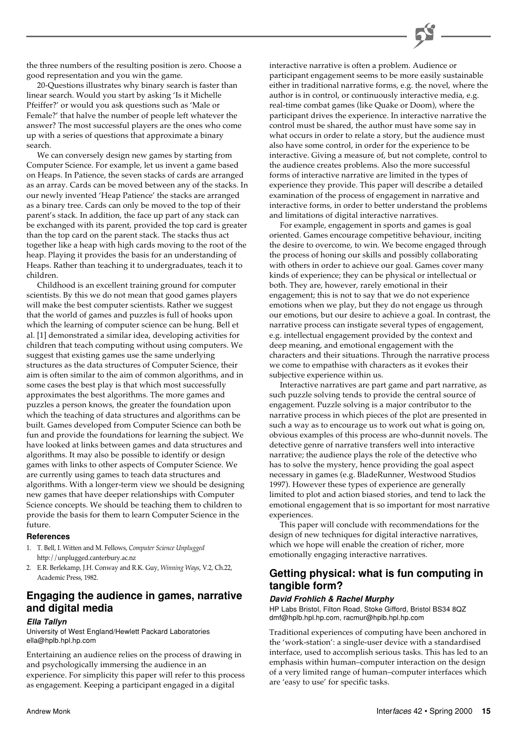the three numbers of the resulting position is zero. Choose a good representation and you win the game.

20-Questions illustrates why binary search is faster than linear search. Would you start by asking 'Is it Michelle Pfeiffer?' or would you ask questions such as 'Male or Female?' that halve the number of people left whatever the answer? The most successful players are the ones who come up with a series of questions that approximate a binary search.

We can conversely design new games by starting from Computer Science. For example, let us invent a game based on Heaps. In Patience, the seven stacks of cards are arranged as an array. Cards can be moved between any of the stacks. In our newly invented 'Heap Patience' the stacks are arranged as a binary tree. Cards can only be moved to the top of their parent's stack. In addition, the face up part of any stack can be exchanged with its parent, provided the top card is greater than the top card on the parent stack. The stacks thus act together like a heap with high cards moving to the root of the heap. Playing it provides the basis for an understanding of Heaps. Rather than teaching it to undergraduates, teach it to children.

Childhood is an excellent training ground for computer scientists. By this we do not mean that good games players will make the best computer scientists. Rather we suggest that the world of games and puzzles is full of hooks upon which the learning of computer science can be hung. Bell et al. [1] demonstrated a similar idea, developing activities for children that teach computing without using computers. We suggest that existing games use the same underlying structures as the data structures of Computer Science, their aim is often similar to the aim of common algorithms, and in some cases the best play is that which most successfully approximates the best algorithms. The more games and puzzles a person knows, the greater the foundation upon which the teaching of data structures and algorithms can be built. Games developed from Computer Science can both be fun and provide the foundations for learning the subject. We have looked at links between games and data structures and algorithms. It may also be possible to identify or design games with links to other aspects of Computer Science. We are currently using games to teach data structures and algorithms. With a longer-term view we should be designing new games that have deeper relationships with Computer Science concepts. We should be teaching them to children to provide the basis for them to learn Computer Science in the future.

#### References

1. T. Bell, I. Witten and M. Fellows, *Computer Science Unplugged* http://unplugged.canterbury.ac.nz
2. E.R. Berlekamp, J.H. Conway and R.K. Guy, *Winning Ways*, V.2, Ch.22, Academic Press, 1982.

## Engaging the audience in games, narrative and digital media

***Ella Tallyn***

University of West England/Hewlett Packard Laboratories
ella@hplb.hpl.hp.com

Entertaining an audience relies on the process of drawing in and psychologically immersing the audience in an experience. For simplicity this paper will refer to this process as engagement. Keeping a participant engaged in a digital interactive narrative is often a problem. Audience or participant engagement seems to be more easily sustainable either in traditional narrative forms, e.g. the novel, where the author is in control, or continuously interactive media, e.g. real-time combat games (like Quake or Doom), where the participant drives the experience. In interactive narrative the control must be shared, the author must have some say in what occurs in order to relate a story, but the audience must also have some control, in order for the experience to be interactive. Giving a measure of, but not complete, control to the audience creates problems. Also the more successful forms of interactive narrative are limited in the types of experience they provide. This paper will describe a detailed examination of the process of engagement in narrative and interactive forms, in order to better understand the problems and limitations of digital interactive narratives.

For example, engagement in sports and games is goal oriented. Games encourage competitive behaviour, inciting the desire to overcome, to win. We become engaged through the process of honing our skills and possibly collaborating with others in order to achieve our goal. Games cover many kinds of experience; they can be physical or intellectual or both. They are, however, rarely emotional in their engagement; this is not to say that we do not experience emotions when we play, but they do not engage us through our emotions, but our desire to achieve a goal. In contrast, the narrative process can instigate several types of engagement, e.g. intellectual engagement provided by the context and deep meaning, and emotional engagement with the characters and their situations. Through the narrative process we come to empathise with characters as it evokes their subjective experience within us.

Interactive narratives are part game and part narrative, as such puzzle solving tends to provide the central source of engagement. Puzzle solving is a major contributor to the narrative process in which pieces of the plot are presented in such a way as to encourage us to work out what is going on, obvious examples of this process are who-dunnit novels. The detective genre of narrative transfers well into interactive narrative; the audience plays the role of the detective who has to solve the mystery, hence providing the goal aspect necessary in games (e.g. BladeRunner, Westwood Studios 1997). However these types of experience are generally limited to plot and action biased stories, and tend to lack the emotional engagement that is so important for most narrative experiences.

This paper will conclude with recommendations for the design of new techniques for digital interactive narratives, which we hope will enable the creation of richer, more emotionally engaging interactive narratives.

## Getting physical: what is fun computing in tangible form?

***David Frohlich & Rachel Murphy***

HP Labs Bristol, Filton Road, Stoke Gifford, Bristol BS34 8QZ
dmf@hplb.hpl.hp.com, racmur@hplb.hpl.hp.com

Traditional experiences of computing have been anchored in the 'work-station': a single-user device with a standardised interface, used to accomplish serious tasks. This has led to an emphasis within human–computer interaction on the design of a very limited range of human–computer interfaces which are 'easy to use' for specific tasks.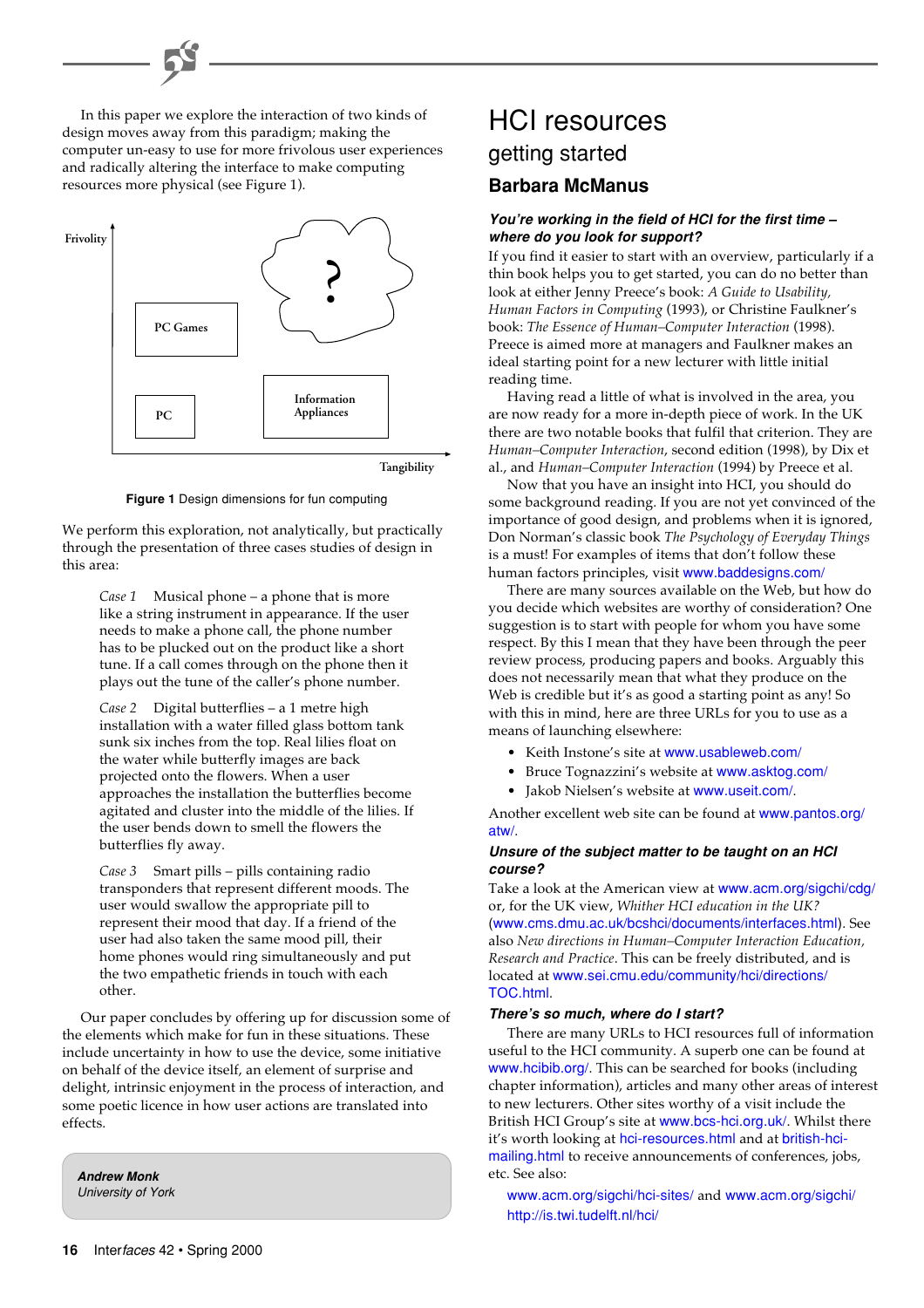In this paper we explore the interaction of two kinds of design moves away from this paradigm; making the computer un-easy to use for more frivolous user experiences and radically altering the interface to make computing resources more physical (see Figure 1).

**Figure 1** Design dimensions for fun computing

We perform this exploration, not analytically, but practically through the presentation of three cases studies of design in this area:

> *Case 1* Musical phone – a phone that is more like a string instrument in appearance. If the user needs to make a phone call, the phone number has to be plucked out on the product like a short tune. If a call comes through on the phone then it plays out the tune of the caller's phone number.
>
> *Case 2* Digital butterflies – a 1 metre high installation with a water filled glass bottom tank sunk six inches from the top. Real lilies float on the water while butterfly images are back projected onto the flowers. When a user approaches the installation the butterflies become agitated and cluster into the middle of the lilies. If the user bends down to smell the flowers the butterflies fly away.
>
> *Case 3* Smart pills – pills containing radio transponders that represent different moods. The user would swallow the appropriate pill to represent their mood that day. If a friend of the user had also taken the same mood pill, their home phones would ring simultaneously and put the two empathetic friends in touch with each other.

Our paper concludes by offering up for discussion some of the elements which make for fun in these situations. These include uncertainty in how to use the device, some initiative on behalf of the device itself, an element of surprise and delight, intrinsic enjoyment in the process of interaction, and some poetic licence in how user actions are translated into effects.

***Andrew Monk***
*University of York*

# HCI resources

## getting started

### Barbara McManus

#### *You're working in the field of HCI for the first time – where do you look for support?*

If you find it easier to start with an overview, particularly if a thin book helps you to get started, you can do no better than look at either Jenny Preece's book: *A Guide to Usability, Human Factors in Computing* (1993), or Christine Faulkner's book: *The Essence of Human–Computer Interaction* (1998). Preece is aimed more at managers and Faulkner makes an ideal starting point for a new lecturer with little initial reading time.

Having read a little of what is involved in the area, you are now ready for a more in-depth piece of work. In the UK there are two notable books that fulfil that criterion. They are *Human–Computer Interaction*, second edition (1998), by Dix et al., and *Human–Computer Interaction* (1994) by Preece et al.

Now that you have an insight into HCI, you should do some background reading. If you are not yet convinced of the importance of good design, and problems when it is ignored, Don Norman's classic book *The Psychology of Everyday Things* is a must! For examples of items that don't follow these human factors principles, visit www.baddesigns.com/

There are many sources available on the Web, but how do you decide which websites are worthy of consideration? One suggestion is to start with people for whom you have some respect. By this I mean that they have been through the peer review process, producing papers and books. Arguably this does not necessarily mean that what they produce on the Web is credible but it's as good a starting point as any! So with this in mind, here are three URLs for you to use as a means of launching elsewhere:

- Keith Instone's site at www.usableweb.com/
- Bruce Tognazzini's website at www.asktog.com/
- Jakob Nielsen's website at www.useit.com/.

Another excellent web site can be found at www.pantos.org/atw/.

#### *Unsure of the subject matter to be taught on an HCI course?*

Take a look at the American view at www.acm.org/sigchi/cdg/ or, for the UK view, *Whither HCI education in the UK?* (www.cms.dmu.ac.uk/bcshci/documents/interfaces.html). See also *New directions in Human–Computer Interaction Education, Research and Practice*. This can be freely distributed, and is located at www.sei.cmu.edu/community/hci/directions/TOC.html.

#### *There's so much, where do I start?*

There are many URLs to HCI resources full of information useful to the HCI community. A superb one can be found at www.hcibib.org/. This can be searched for books (including chapter information), articles and many other areas of interest to new lecturers. Other sites worthy of a visit include the British HCI Group's site at www.bcs-hci.org.uk/. Whilst there it's worth looking at hci-resources.html and at british-hci-mailing.html to receive announcements of conferences, jobs, etc. See also:

www.acm.org/sigchi/hci-sites/ and www.acm.org/sigchi/
http://is.twi.tudelft.nl/hci/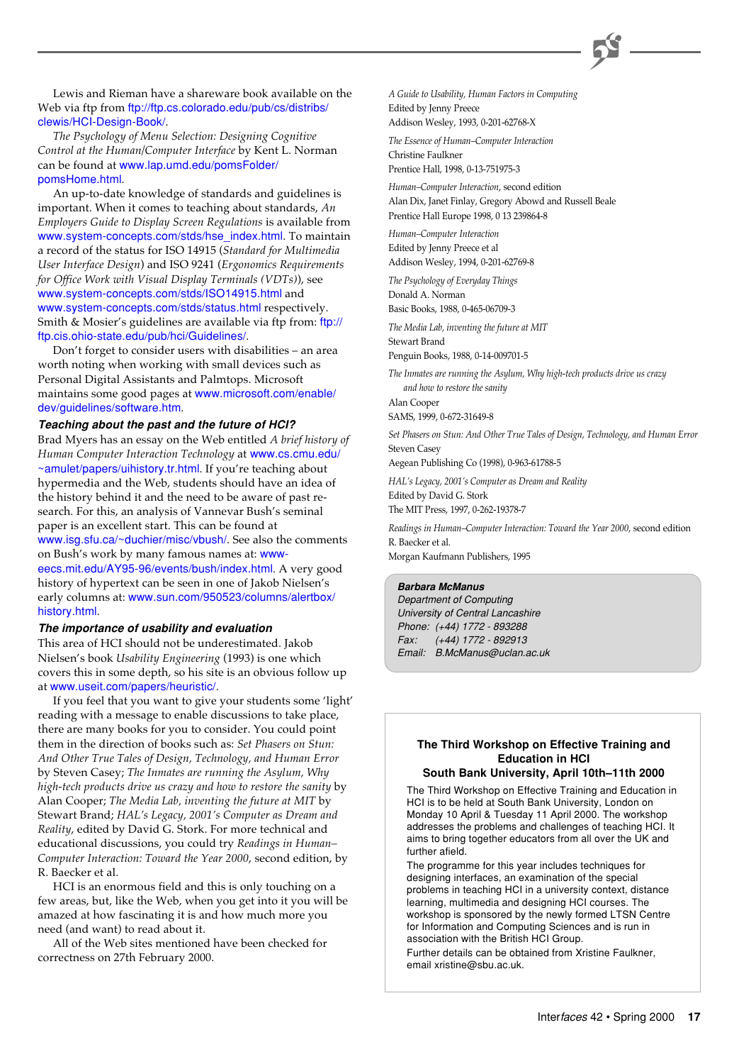Lewis and Rieman have a shareware book available on the Web via ftp from ftp://ftp.cs.colorado.edu/pub/cs/distribs/clewis/HCI-Design-Book/.

*The Psychology of Menu Selection: Designing Cognitive Control at the Human/Computer Interface* by Kent L. Norman can be found at www.lap.umd.edu/pomsFolder/pomsHome.html.

An up-to-date knowledge of standards and guidelines is important. When it comes to teaching about standards, *An Employers Guide to Display Screen Regulations* is available from www.system-concepts.com/stds/hse_index.html. To maintain a record of the status for ISO 14915 (*Standard for Multimedia User Interface Design*) and ISO 9241 (*Ergonomics Requirements for Office Work with Visual Display Terminals (VDTs)*), see www.system-concepts.com/stds/ISO14915.html and www.system-concepts.com/stds/status.html respectively. Smith & Mosier's guidelines are available via ftp from: ftp://ftp.cis.ohio-state.edu/pub/hci/Guidelines/.

Don't forget to consider users with disabilities – an area worth noting when working with small devices such as Personal Digital Assistants and Palmtops. Microsoft maintains some good pages at www.microsoft.com/enable/dev/guidelines/software.htm.

### Teaching about the past and the future of HCI?

Brad Myers has an essay on the Web entitled *A brief history of Human Computer Interaction Technology* at www.cs.cmu.edu/~amulet/papers/uihistory.tr.html. If you're teaching about hypermedia and the Web, students should have an idea of the history behind it and the need to be aware of past research. For this, an analysis of Vannevar Bush's seminal paper is an excellent start. This can be found at www.isg.sfu.ca/~duchier/misc/vbush/. See also the comments on Bush's work by many famous names at: www-eecs.mit.edu/AY95-96/events/bush/index.html. A very good history of hypertext can be seen in one of Jakob Nielsen's early columns at: www.sun.com/950523/columns/alertbox/history.html.

### The importance of usability and evaluation

This area of HCI should not be underestimated. Jakob Nielsen's book *Usability Engineering* (1993) is one which covers this in some depth, so his site is an obvious follow up at www.useit.com/papers/heuristic/.

If you feel that you want to give your students some 'light' reading with a message to enable discussions to take place, there are many books for you to consider. You could point them in the direction of books such as: *Set Phasers on Stun: And Other True Tales of Design, Technology, and Human Error* by Steven Casey; *The Inmates are running the Asylum, Why high-tech products drive us crazy and how to restore the sanity* by Alan Cooper; *The Media Lab, inventing the future at MIT* by Stewart Brand; *HAL's Legacy, 2001's Computer as Dream and Reality*, edited by David G. Stork. For more technical and educational discussions, you could try *Readings in Human–Computer Interaction: Toward the Year 2000*, second edition, by R. Baecker et al.

HCI is an enormous field and this is only touching on a few areas, but, like the Web, when you get into it you will be amazed at how fascinating it is and how much more you need (and want) to read about it.

All of the Web sites mentioned have been checked for correctness on 27th February 2000.

*A Guide to Usability, Human Factors in Computing*
Edited by Jenny Preece
Addison Wesley, 1993, 0-201-62768-X

*The Essence of Human–Computer Interaction*
Christine Faulkner
Prentice Hall, 1998, 0-13-751975-3

*Human–Computer Interaction*, second edition
Alan Dix, Janet Finlay, Gregory Abowd and Russell Beale
Prentice Hall Europe 1998, 0 13 239864-8

*Human–Computer Interaction*
Edited by Jenny Preece et al
Addison Wesley, 1994, 0-201-62769-8

*The Psychology of Everyday Things*
Donald A. Norman
Basic Books, 1988, 0-465-06709-3

*The Media Lab, inventing the future at MIT*
Stewart Brand
Penguin Books, 1988, 0-14-009701-5

*The Inmates are running the Asylum, Why high-tech products drive us crazy and how to restore the sanity*
Alan Cooper
SAMS, 1999, 0-672-31649-8

*Set Phasers on Stun: And Other True Tales of Design, Technology, and Human Error*
Steven Casey
Aegean Publishing Co (1998), 0-963-61788-5

*HAL's Legacy, 2001's Computer as Dream and Reality*
Edited by David G. Stork
The MIT Press, 1997, 0-262-19378-7

*Readings in Human–Computer Interaction: Toward the Year 2000*, second edition
R. Baecker et al.
Morgan Kaufmann Publishers, 1995

***Barbara McManus***
*Department of Computing*
*University of Central Lancashire*
*Phone: (+44) 1772 - 893288*
*Fax: (+44) 1772 - 892913*
*Email: B.McManus@uclan.ac.uk*

### The Third Workshop on Effective Training and Education in HCI
### South Bank University, April 10th–11th 2000

The Third Workshop on Effective Training and Education in HCI is to be held at South Bank University, London on Monday 10 April & Tuesday 11 April 2000. The workshop addresses the problems and challenges of teaching HCI. It aims to bring together educators from all over the UK and further afield.

The programme for this year includes techniques for designing interfaces, an examination of the special problems in teaching HCI in a university context, distance learning, multimedia and designing HCI courses. The workshop is sponsored by the newly formed LTSN Centre for Information and Computing Sciences and is run in association with the British HCI Group.

Further details can be obtained from Xristine Faulkner, email xristine@sbu.ac.uk.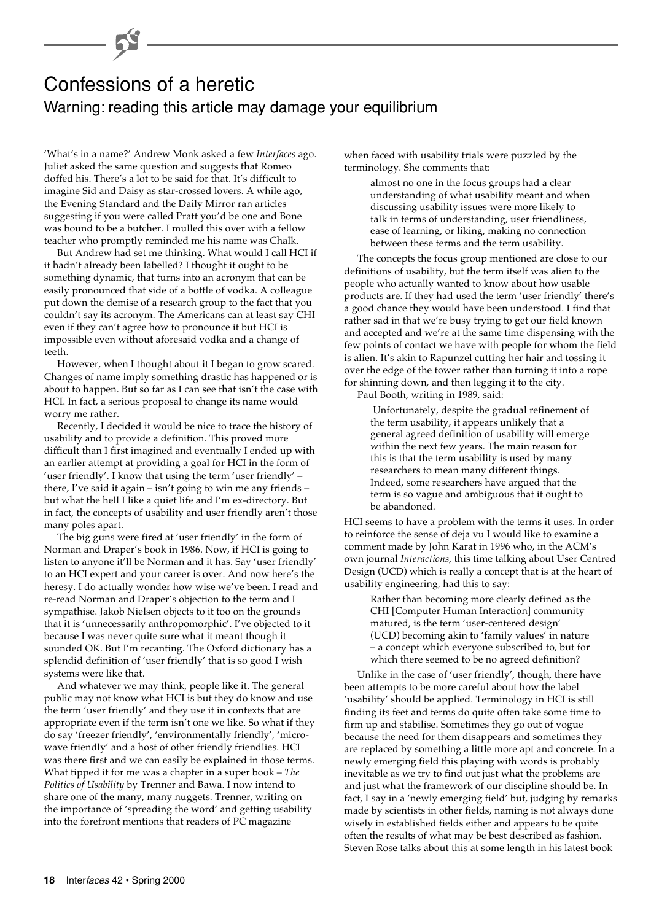# Confessions of a heretic

## Warning: reading this article may damage your equilibrium

'What's in a name?' Andrew Monk asked a few *Interfaces* ago. Juliet asked the same question and suggests that Romeo doffed his. There's a lot to be said for that. It's difficult to imagine Sid and Daisy as star-crossed lovers. A while ago, the Evening Standard and the Daily Mirror ran articles suggesting if you were called Pratt you'd be one and Bone was bound to be a butcher. I mulled this over with a fellow teacher who promptly reminded me his name was Chalk.

But Andrew had set me thinking. What would I call HCI if it hadn't already been labelled? I thought it ought to be something dynamic, that turns into an acronym that can be easily pronounced that side of a bottle of vodka. A colleague put down the demise of a research group to the fact that you couldn't say its acronym. The Americans can at least say CHI even if they can't agree how to pronounce it but HCI is impossible even without aforesaid vodka and a change of teeth.

However, when I thought about it I began to grow scared. Changes of name imply something drastic has happened or is about to happen. But so far as I can see that isn't the case with HCI. In fact, a serious proposal to change its name would worry me rather.

Recently, I decided it would be nice to trace the history of usability and to provide a definition. This proved more difficult than I first imagined and eventually I ended up with an earlier attempt at providing a goal for HCI in the form of 'user friendly'. I know that using the term 'user friendly' – there, I've said it again – isn't going to win me any friends – but what the hell I like a quiet life and I'm ex-directory. But in fact, the concepts of usability and user friendly aren't those many poles apart.

The big guns were fired at 'user friendly' in the form of Norman and Draper's book in 1986. Now, if HCI is going to listen to anyone it'll be Norman and it has. Say 'user friendly' to an HCI expert and your career is over. And now here's the heresy. I do actually wonder how wise we've been. I read and re-read Norman and Draper's objection to the term and I sympathise. Jakob Nielsen objects to it too on the grounds that it is 'unnecessarily anthropomorphic'. I've objected to it because I was never quite sure what it meant though it sounded OK. But I'm recanting. The Oxford dictionary has a splendid definition of 'user friendly' that is so good I wish systems were like that.

And whatever we may think, people like it. The general public may not know what HCI is but they do know and use the term 'user friendly' and they use it in contexts that are appropriate even if the term isn't one we like. So what if they do say 'freezer friendly', 'environmentally friendly', 'microwave friendly' and a host of other friendly friendlies. HCI was there first and we can easily be explained in those terms. What tipped it for me was a chapter in a super book – *The Politics of Usability* by Trenner and Bawa. I now intend to share one of the many, many nuggets. Trenner, writing on the importance of 'spreading the word' and getting usability into the forefront mentions that readers of PC magazine when faced with usability trials were puzzled by the terminology. She comments that:

> almost no one in the focus groups had a clear understanding of what usability meant and when discussing usability issues were more likely to talk in terms of understanding, user friendliness, ease of learning, or liking, making no connection between these terms and the term usability.

The concepts the focus group mentioned are close to our definitions of usability, but the term itself was alien to the people who actually wanted to know about how usable products are. If they had used the term 'user friendly' there's a good chance they would have been understood. I find that rather sad in that we're busy trying to get our field known and accepted and we're at the same time dispensing with the few points of contact we have with people for whom the field is alien. It's akin to Rapunzel cutting her hair and tossing it over the edge of the tower rather than turning it into a rope for shinning down, and then legging it to the city.

Paul Booth, writing in 1989, said:

> Unfortunately, despite the gradual refinement of the term usability, it appears unlikely that a general agreed definition of usability will emerge within the next few years. The main reason for this is that the term usability is used by many researchers to mean many different things. Indeed, some researchers have argued that the term is so vague and ambiguous that it ought to be abandoned.

HCI seems to have a problem with the terms it uses. In order to reinforce the sense of deja vu I would like to examine a comment made by John Karat in 1996 who, in the ACM's own journal *Interactions*, this time talking about User Centred Design (UCD) which is really a concept that is at the heart of usability engineering, had this to say:

> Rather than becoming more clearly defined as the CHI [Computer Human Interaction] community matured, is the term 'user-centered design' (UCD) becoming akin to 'family values' in nature – a concept which everyone subscribed to, but for which there seemed to be no agreed definition?

Unlike in the case of 'user friendly', though, there have been attempts to be more careful about how the label 'usability' should be applied. Terminology in HCI is still finding its feet and terms do quite often take some time to firm up and stabilise. Sometimes they go out of vogue because the need for them disappears and sometimes they are replaced by something a little more apt and concrete. In a newly emerging field this playing with words is probably inevitable as we try to find out just what the problems are and just what the framework of our discipline should be. In fact, I say in a 'newly emerging field' but, judging by remarks made by scientists in other fields, naming is not always done wisely in established fields either and appears to be quite often the results of what may be best described as fashion. Steven Rose talks about this at some length in his latest book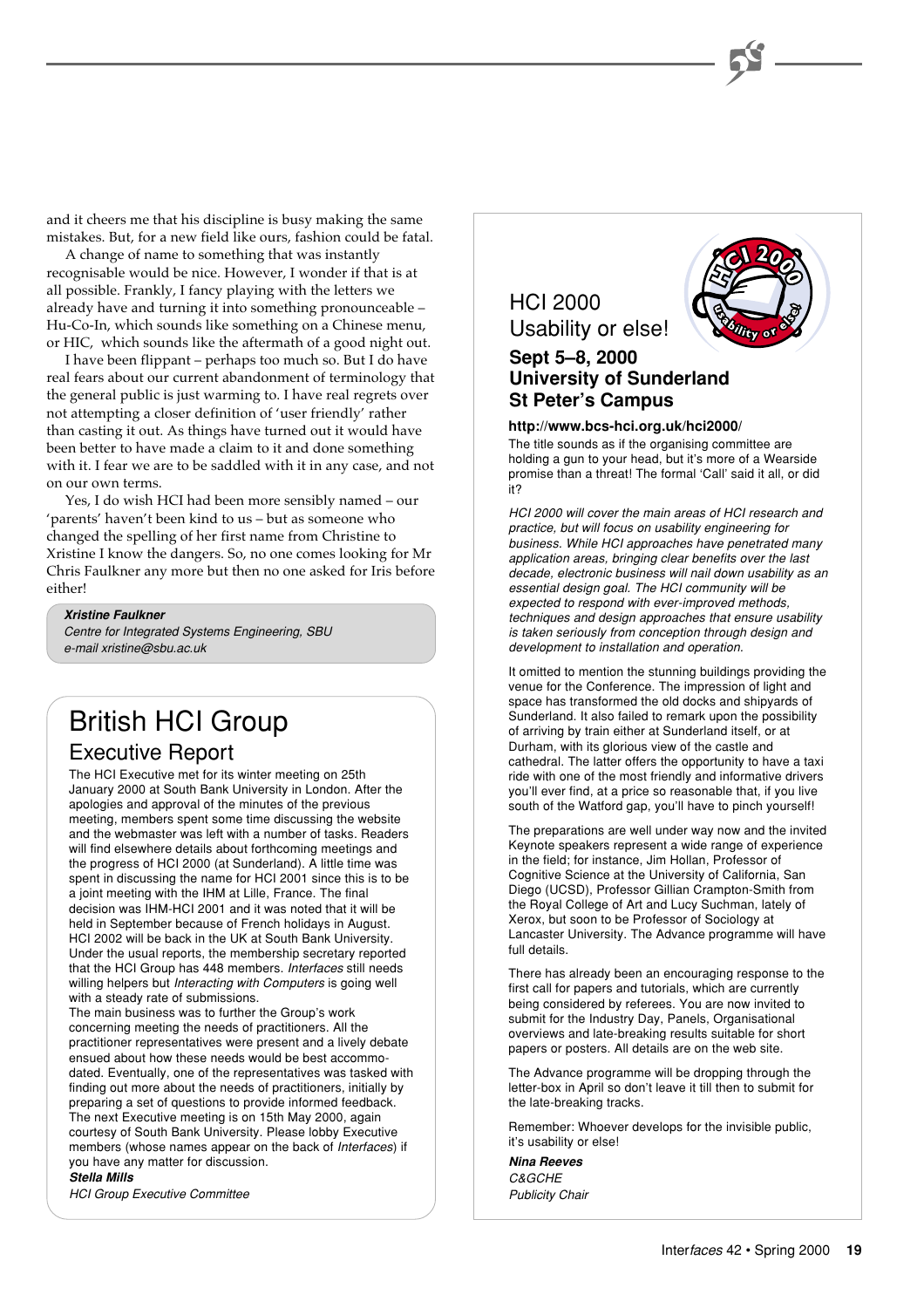and it cheers me that his discipline is busy making the same mistakes. But, for a new field like ours, fashion could be fatal.

A change of name to something that was instantly recognisable would be nice. However, I wonder if that is at all possible. Frankly, I fancy playing with the letters we already have and turning it into something pronounceable – Hu-Co-In, which sounds like something on a Chinese menu, or HIC, which sounds like the aftermath of a good night out.

I have been flippant – perhaps too much so. But I do have real fears about our current abandonment of terminology that the general public is just warming to. I have real regrets over not attempting a closer definition of 'user friendly' rather than casting it out. As things have turned out it would have been better to have made a claim to it and done something with it. I fear we are to be saddled with it in any case, and not on our own terms.

Yes, I do wish HCI had been more sensibly named – our 'parents' haven't been kind to us – but as someone who changed the spelling of her first name from Christine to Xristine I know the dangers. So, no one comes looking for Mr Chris Faulkner any more but then no one asked for Iris before either!

***Xristine Faulkner***
*Centre for Integrated Systems Engineering, SBU*
*e-mail xristine@sbu.ac.uk*

# British HCI Group

## Executive Report

The HCI Executive met for its winter meeting on 25th January 2000 at South Bank University in London. After the apologies and approval of the minutes of the previous meeting, members spent some time discussing the website and the webmaster was left with a number of tasks. Readers will find elsewhere details about forthcoming meetings and the progress of HCI 2000 (at Sunderland). A little time was spent in discussing the name for HCI 2001 since this is to be a joint meeting with the IHM at Lille, France. The final decision was IHM-HCI 2001 and it was noted that it will be held in September because of French holidays in August. HCI 2002 will be back in the UK at South Bank University. Under the usual reports, the membership secretary reported that the HCI Group has 448 members. *Interfaces* still needs willing helpers but *Interacting with Computers* is going well with a steady rate of submissions.

The main business was to further the Group's work concerning meeting the needs of practitioners. All the practitioner representatives were present and a lively debate ensued about how these needs would be best accommodated. Eventually, one of the representatives was tasked with finding out more about the needs of practitioners, initially by preparing a set of questions to provide informed feedback. The next Executive meeting is on 15th May 2000, again courtesy of South Bank University. Please lobby Executive members (whose names appear on the back of *Interfaces*) if you have any matter for discussion.

***Stella Mills***
*HCI Group Executive Committee*

## HCI 2000
## Usability or else!

### Sept 5–8, 2000
### University of Sunderland
### St Peter's Campus

**http://www.bcs-hci.org.uk/hci2000/**

The title sounds as if the organising committee are holding a gun to your head, but it's more of a Wearside promise than a threat! The formal 'Call' said it all, or did it?

*HCI 2000 will cover the main areas of HCI research and practice, but will focus on usability engineering for business. While HCI approaches have penetrated many application areas, bringing clear benefits over the last decade, electronic business will nail down usability as an essential design goal. The HCI community will be expected to respond with ever-improved methods, techniques and design approaches that ensure usability is taken seriously from conception through design and development to installation and operation.*

It omitted to mention the stunning buildings providing the venue for the Conference. The impression of light and space has transformed the old docks and shipyards of Sunderland. It also failed to remark upon the possibility of arriving by train either at Sunderland itself, or at Durham, with its glorious view of the castle and cathedral. The latter offers the opportunity to have a taxi ride with one of the most friendly and informative drivers you'll ever find, at a price so reasonable that, if you live south of the Watford gap, you'll have to pinch yourself!

The preparations are well under way now and the invited Keynote speakers represent a wide range of experience in the field; for instance, Jim Hollan, Professor of Cognitive Science at the University of California, San Diego (UCSD), Professor Gillian Crampton-Smith from the Royal College of Art and Lucy Suchman, lately of Xerox, but soon to be Professor of Sociology at Lancaster University. The Advance programme will have full details.

There has already been an encouraging response to the first call for papers and tutorials, which are currently being considered by referees. You are now invited to submit for the Industry Day, Panels, Organisational overviews and late-breaking results suitable for short papers or posters. All details are on the web site.

The Advance programme will be dropping through the letter-box in April so don't leave it till then to submit for the late-breaking tracks.

Remember: Whoever develops for the invisible public, it's usability or else!

***Nina Reeves***
*C&GCHE*
*Publicity Chair*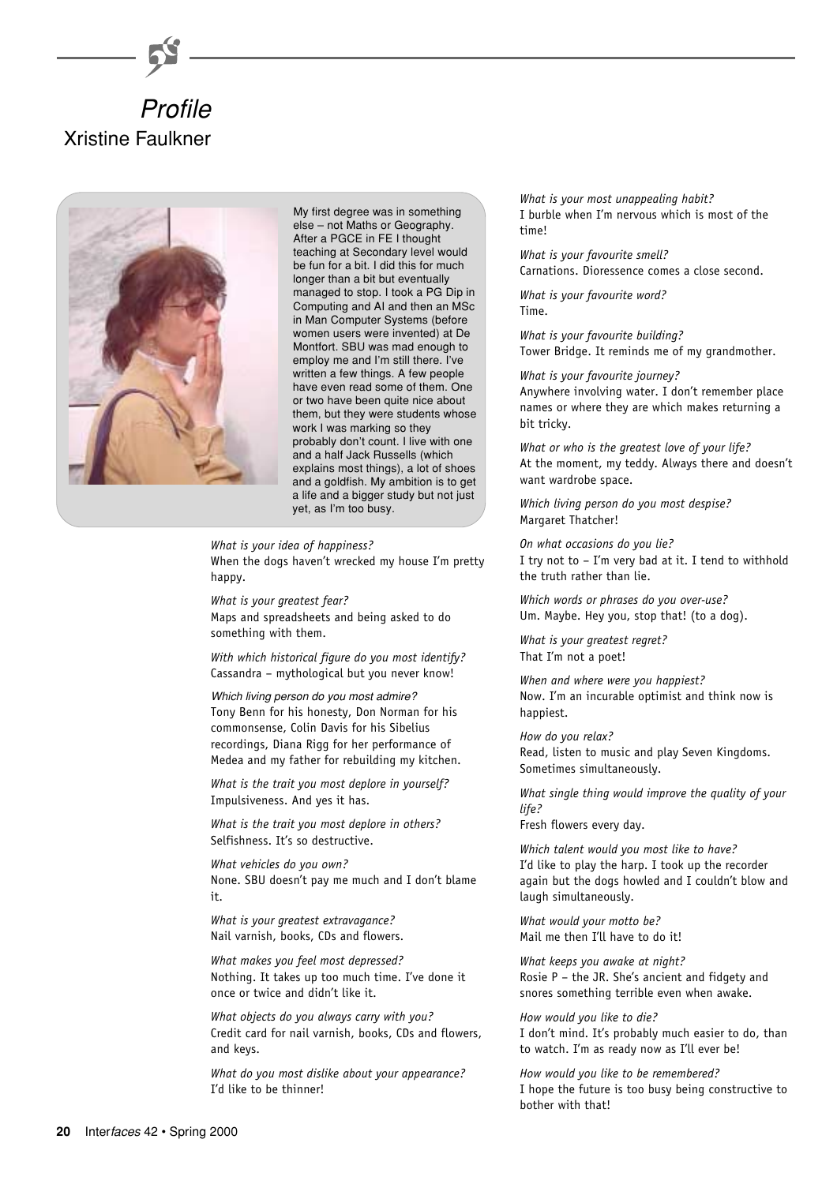# *Profile*
## Xristine Faulkner

My first degree was in something else – not Maths or Geography. After a PGCE in FE I thought teaching at Secondary level would be fun for a bit. I did this for much longer than a bit but eventually managed to stop. I took a PG Dip in Computing and AI and then an MSc in Man Computer Systems (before women users were invented) at De Montfort. SBU was mad enough to employ me and I'm still there. I've written a few things. A few people have even read some of them. One or two have been quite nice about them, but they were students whose work I was marking so they probably don't count. I live with one and a half Jack Russells (which explains most things), a lot of shoes and a goldfish. My ambition is to get a life and a bigger study but not just yet, as I'm too busy.

*What is your idea of happiness?*
When the dogs haven't wrecked my house I'm pretty happy.

*What is your greatest fear?*
Maps and spreadsheets and being asked to do something with them.

*With which historical figure do you most identify?*
Cassandra – mythological but you never know!

*Which living person do you most admire?*
Tony Benn for his honesty, Don Norman for his commonsense, Colin Davis for his Sibelius recordings, Diana Rigg for her performance of Medea and my father for rebuilding my kitchen.

*What is the trait you most deplore in yourself?*
Impulsiveness. And yes it has.

*What is the trait you most deplore in others?*
Selfishness. It's so destructive.

*What vehicles do you own?*
None. SBU doesn't pay me much and I don't blame it.

*What is your greatest extravagance?*
Nail varnish, books, CDs and flowers.

*What makes you feel most depressed?*
Nothing. It takes up too much time. I've done it once or twice and didn't like it.

*What objects do you always carry with you?*
Credit card for nail varnish, books, CDs and flowers, and keys.

*What do you most dislike about your appearance?*
I'd like to be thinner!

*What is your most unappealing habit?*
I burble when I'm nervous which is most of the time!

*What is your favourite smell?*
Carnations. Dioressence comes a close second.

*What is your favourite word?*
Time.

*What is your favourite building?*
Tower Bridge. It reminds me of my grandmother.

*What is your favourite journey?*
Anywhere involving water. I don't remember place names or where they are which makes returning a bit tricky.

*What or who is the greatest love of your life?*
At the moment, my teddy. Always there and doesn't want wardrobe space.

*Which living person do you most despise?*
Margaret Thatcher!

*On what occasions do you lie?*
I try not to – I'm very bad at it. I tend to withhold the truth rather than lie.

*Which words or phrases do you over-use?*
Um. Maybe. Hey you, stop that! (to a dog).

*What is your greatest regret?*
That I'm not a poet!

*When and where were you happiest?*
Now. I'm an incurable optimist and think now is happiest.

*How do you relax?*
Read, listen to music and play Seven Kingdoms. Sometimes simultaneously.

*What single thing would improve the quality of your life?*
Fresh flowers every day.

*Which talent would you most like to have?*
I'd like to play the harp. I took up the recorder again but the dogs howled and I couldn't blow and laugh simultaneously.

*What would your motto be?*
Mail me then I'll have to do it!

*What keeps you awake at night?*
Rosie P – the JR. She's ancient and fidgety and snores something terrible even when awake.

*How would you like to die?*
I don't mind. It's probably much easier to do, than to watch. I'm as ready now as I'll ever be!

*How would you like to be remembered?*
I hope the future is too busy being constructive to bother with that!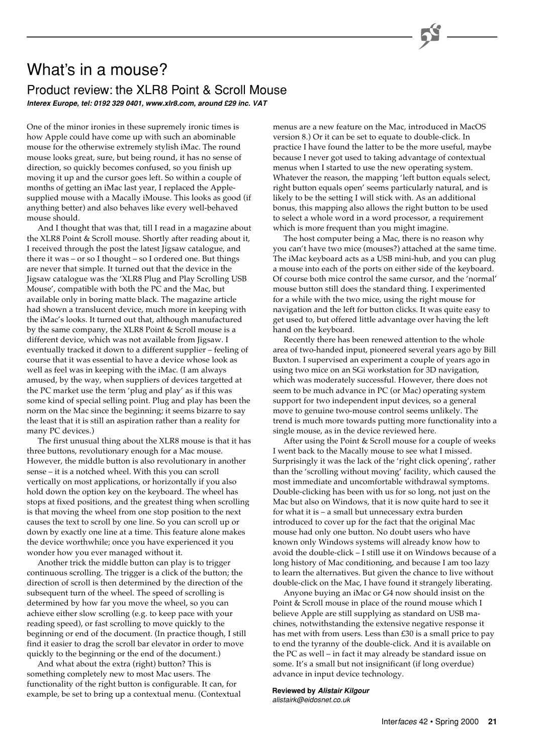# What's in a mouse?

## Product review: the XLR8 Point & Scroll Mouse

***Interex Europe, tel: 0192 329 0401, www.xlr8.com, around £29 inc. VAT***

One of the minor ironies in these supremely ironic times is how Apple could have come up with such an abominable mouse for the otherwise extremely stylish iMac. The round mouse looks great, sure, but being round, it has no sense of direction, so quickly becomes confused, so you finish up moving it up and the cursor goes left. So within a couple of months of getting an iMac last year, I replaced the Apple-supplied mouse with a Macally iMouse. This looks as good (if anything better) and also behaves like every well-behaved mouse should.

And I thought that was that, till I read in a magazine about the XLR8 Point & Scroll mouse. Shortly after reading about it, I received through the post the latest Jigsaw catalogue, and there it was – or so I thought – so I ordered one. But things are never that simple. It turned out that the device in the Jigsaw catalogue was the 'XLR8 Plug and Play Scrolling USB Mouse', compatible with both the PC and the Mac, but available only in boring matte black. The magazine article had shown a translucent device, much more in keeping with the iMac's looks. It turned out that, although manufactured by the same company, the XLR8 Point & Scroll mouse is a different device, which was not available from Jigsaw. I eventually tracked it down to a different supplier – feeling of course that it was essential to have a device whose look as well as feel was in keeping with the iMac. (I am always amused, by the way, when suppliers of devices targetted at the PC market use the term 'plug and play' as if this was some kind of special selling point. Plug and play has been the norm on the Mac since the beginning; it seems bizarre to say the least that it is still an aspiration rather than a reality for many PC devices.)

The first unusual thing about the XLR8 mouse is that it has three buttons, revolutionary enough for a Mac mouse. However, the middle button is also revolutionary in another sense – it is a notched wheel. With this you can scroll vertically on most applications, or horizontally if you also hold down the option key on the keyboard. The wheel has stops at fixed positions, and the greatest thing when scrolling is that moving the wheel from one stop position to the next causes the text to scroll by one line. So you can scroll up or down by exactly one line at a time. This feature alone makes the device worthwhile; once you have experienced it you wonder how you ever managed without it.

Another trick the middle button can play is to trigger continuous scrolling. The trigger is a click of the button; the direction of scroll is then determined by the direction of the subsequent turn of the wheel. The speed of scrolling is determined by how far you move the wheel, so you can achieve either slow scrolling (e.g. to keep pace with your reading speed), or fast scrolling to move quickly to the beginning or end of the document. (In practice though, I still find it easier to drag the scroll bar elevator in order to move quickly to the beginning or the end of the document.)

And what about the extra (right) button? This is something completely new to most Mac users. The functionality of the right button is configurable. It can, for example, be set to bring up a contextual menu. (Contextual menus are a new feature on the Mac, introduced in MacOS version 8.) Or it can be set to equate to double-click. In practice I have found the latter to be the more useful, maybe because I never got used to taking advantage of contextual menus when I started to use the new operating system. Whatever the reason, the mapping 'left button equals select, right button equals open' seems particularly natural, and is likely to be the setting I will stick with. As an additional bonus, this mapping also allows the right button to be used to select a whole word in a word processor, a requirement which is more frequent than you might imagine.

The host computer being a Mac, there is no reason why you can't have two mice (mouses?) attached at the same time. The iMac keyboard acts as a USB mini-hub, and you can plug a mouse into each of the ports on either side of the keyboard. Of course both mice control the same cursor, and the 'normal' mouse button still does the standard thing. I experimented for a while with the two mice, using the right mouse for navigation and the left for button clicks. It was quite easy to get used to, but offered little advantage over having the left hand on the keyboard.

Recently there has been renewed attention to the whole area of two-handed input, pioneered several years ago by Bill Buxton. I supervised an experiment a couple of years ago in using two mice on an SGi workstation for 3D navigation, which was moderately successful. However, there does not seem to be much advance in PC (or Mac) operating system support for two independent input devices, so a general move to genuine two-mouse control seems unlikely. The trend is much more towards putting more functionality into a single mouse, as in the device reviewed here.

After using the Point & Scroll mouse for a couple of weeks I went back to the Macally mouse to see what I missed. Surprisingly it was the lack of the 'right click opening', rather than the 'scrolling without moving' facility, which caused the most immediate and uncomfortable withdrawal symptoms. Double-clicking has been with us for so long, not just on the Mac but also on Windows, that it is now quite hard to see it for what it is – a small but unnecessary extra burden introduced to cover up for the fact that the original Mac mouse had only one button. No doubt users who have known only Windows systems will already know how to avoid the double-click – I still use it on Windows because of a long history of Mac conditioning, and because I am too lazy to learn the alternatives. But given the chance to live without double-click on the Mac, I have found it strangely liberating.

Anyone buying an iMac or G4 now should insist on the Point & Scroll mouse in place of the round mouse which I believe Apple are still supplying as standard on USB machines, notwithstanding the extensive negative response it has met with from users. Less than £30 is a small price to pay to end the tyranny of the double-click. And it is available on the PC as well – in fact it may already be standard issue on some. It's a small but not insignificant (if long overdue) advance in input device technology.

**Reviewed by *Alistair Kilgour***
*alistairk@eidosnet.co.uk*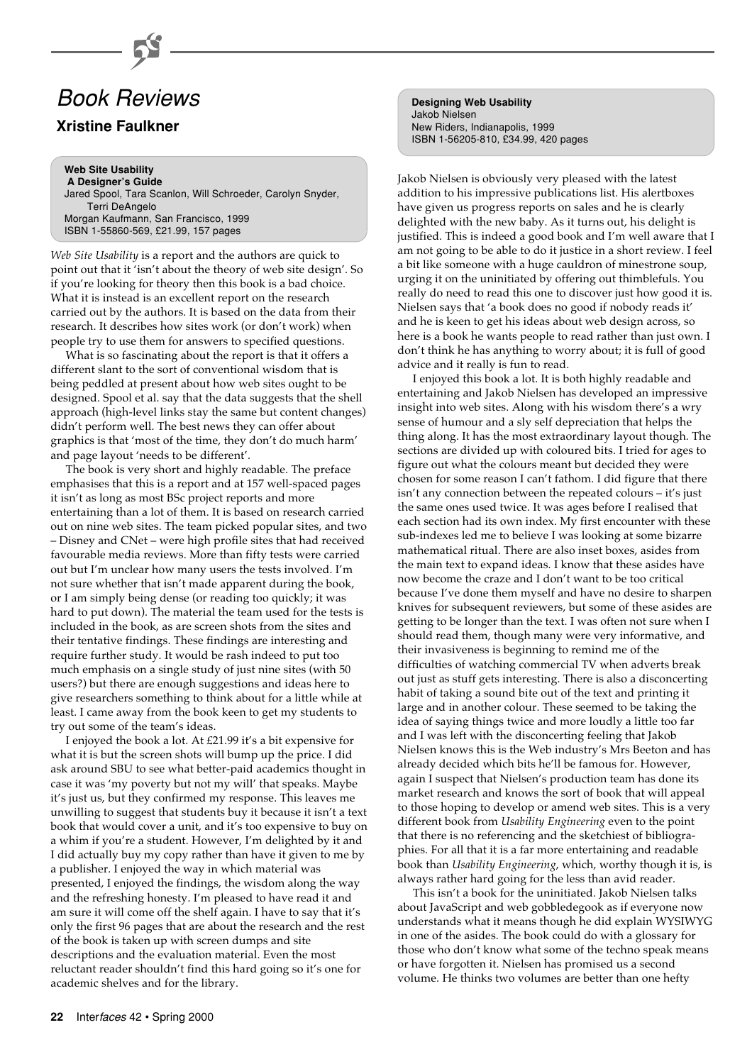# Book Reviews

## Xristine Faulkner

**Web Site Usability**
**A Designer's Guide**
Jared Spool, Tara Scanlon, Will Schroeder, Carolyn Snyder, Terri DeAngelo
Morgan Kaufmann, San Francisco, 1999
ISBN 1-55860-569, £21.99, 157 pages

*Web Site Usability* is a report and the authors are quick to point out that it 'isn't about the theory of web site design'. So if you're looking for theory then this book is a bad choice. What it is instead is an excellent report on the research carried out by the authors. It is based on the data from their research. It describes how sites work (or don't work) when people try to use them for answers to specified questions.

What is so fascinating about the report is that it offers a different slant to the sort of conventional wisdom that is being peddled at present about how web sites ought to be designed. Spool et al. say that the data suggests that the shell approach (high-level links stay the same but content changes) didn't perform well. The best news they can offer about graphics is that 'most of the time, they don't do much harm' and page layout 'needs to be different'.

The book is very short and highly readable. The preface emphasises that this is a report and at 157 well-spaced pages it isn't as long as most BSc project reports and more entertaining than a lot of them. It is based on research carried out on nine web sites. The team picked popular sites, and two – Disney and CNet – were high profile sites that had received favourable media reviews. More than fifty tests were carried out but I'm unclear how many users the tests involved. I'm not sure whether that isn't made apparent during the book, or I am simply being dense (or reading too quickly; it was hard to put down). The material the team used for the tests is included in the book, as are screen shots from the sites and their tentative findings. These findings are interesting and require further study. It would be rash indeed to put too much emphasis on a single study of just nine sites (with 50 users?) but there are enough suggestions and ideas here to give researchers something to think about for a little while at least. I came away from the book keen to get my students to try out some of the team's ideas.

I enjoyed the book a lot. At £21.99 it's a bit expensive for what it is but the screen shots will bump up the price. I did ask around SBU to see what better-paid academics thought in case it was 'my poverty but not my will' that speaks. Maybe it's just us, but they confirmed my response. This leaves me unwilling to suggest that students buy it because it isn't a text book that would cover a unit, and it's too expensive to buy on a whim if you're a student. However, I'm delighted by it and I did actually buy my copy rather than have it given to me by a publisher. I enjoyed the way in which material was presented, I enjoyed the findings, the wisdom along the way and the refreshing honesty. I'm pleased to have read it and am sure it will come off the shelf again. I have to say that it's only the first 96 pages that are about the research and the rest of the book is taken up with screen dumps and site descriptions and the evaluation material. Even the most reluctant reader shouldn't find this hard going so it's one for academic shelves and for the library.

**Designing Web Usability**
Jakob Nielsen
New Riders, Indianapolis, 1999
ISBN 1-56205-810, £34.99, 420 pages

Jakob Nielsen is obviously very pleased with the latest addition to his impressive publications list. His alertboxes have given us progress reports on sales and he is clearly delighted with the new baby. As it turns out, his delight is justified. This is indeed a good book and I'm well aware that I am not going to be able to do it justice in a short review. I feel a bit like someone with a huge cauldron of minestrone soup, urging it on the uninitiated by offering out thimblefuls. You really do need to read this one to discover just how good it is. Nielsen says that 'a book does no good if nobody reads it' and he is keen to get his ideas about web design across, so here is a book he wants people to read rather than just own. I don't think he has anything to worry about; it is full of good advice and it really is fun to read.

I enjoyed this book a lot. It is both highly readable and entertaining and Jakob Nielsen has developed an impressive insight into web sites. Along with his wisdom there's a wry sense of humour and a sly self depreciation that helps the thing along. It has the most extraordinary layout though. The sections are divided up with coloured bits. I tried for ages to figure out what the colours meant but decided they were chosen for some reason I can't fathom. I did figure that there isn't any connection between the repeated colours – it's just the same ones used twice. It was ages before I realised that each section had its own index. My first encounter with these sub-indexes led me to believe I was looking at some bizarre mathematical ritual. There are also inset boxes, asides from the main text to expand ideas. I know that these asides have now become the craze and I don't want to be too critical because I've done them myself and have no desire to sharpen knives for subsequent reviewers, but some of these asides are getting to be longer than the text. I was often not sure when I should read them, though many were very informative, and their invasiveness is beginning to remind me of the difficulties of watching commercial TV when adverts break out just as stuff gets interesting. There is also a disconcerting habit of taking a sound bite out of the text and printing it large and in another colour. These seemed to be taking the idea of saying things twice and more loudly a little too far and I was left with the disconcerting feeling that Jakob Nielsen knows this is the Web industry's Mrs Beeton and has already decided which bits he'll be famous for. However, again I suspect that Nielsen's production team has done its market research and knows the sort of book that will appeal to those hoping to develop or amend web sites. This is a very different book from *Usability Engineering* even to the point that there is no referencing and the sketchiest of bibliographies. For all that it is a far more entertaining and readable book than *Usability Engineering*, which, worthy though it is, is always rather hard going for the less than avid reader.

This isn't a book for the uninitiated. Jakob Nielsen talks about JavaScript and web gobbledegook as if everyone now understands what it means though he did explain WYSIWYG in one of the asides. The book could do with a glossary for those who don't know what some of the techno speak means or have forgotten it. Nielsen has promised us a second volume. He thinks two volumes are better than one hefty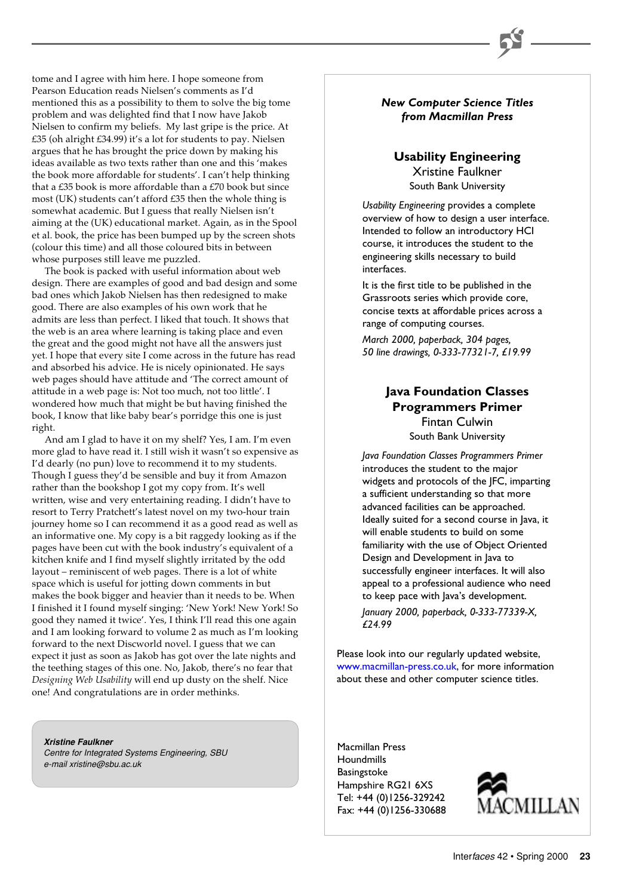tome and I agree with him here. I hope someone from Pearson Education reads Nielsen's comments as I'd mentioned this as a possibility to them to solve the big tome problem and was delighted find that I now have Jakob Nielsen to confirm my beliefs. My last gripe is the price. At £35 (oh alright £34.99) it's a lot for students to pay. Nielsen argues that he has brought the price down by making his ideas available as two texts rather than one and this 'makes the book more affordable for students'. I can't help thinking that a £35 book is more affordable than a £70 book but since most (UK) students can't afford £35 then the whole thing is somewhat academic. But I guess that really Nielsen isn't aiming at the (UK) educational market. Again, as in the Spool et al. book, the price has been bumped up by the screen shots (colour this time) and all those coloured bits in between whose purposes still leave me puzzled.

The book is packed with useful information about web design. There are examples of good and bad design and some bad ones which Jakob Nielsen has then redesigned to make good. There are also examples of his own work that he admits are less than perfect. I liked that touch. It shows that the web is an area where learning is taking place and even the great and the good might not have all the answers just yet. I hope that every site I come across in the future has read and absorbed his advice. He is nicely opinionated. He says web pages should have attitude and 'The correct amount of attitude in a web page is: Not too much, not too little'. I wondered how much that might be but having finished the book, I know that like baby bear's porridge this one is just right.

And am I glad to have it on my shelf? Yes, I am. I'm even more glad to have read it. I still wish it wasn't so expensive as I'd dearly (no pun) love to recommend it to my students. Though I guess they'd be sensible and buy it from Amazon rather than the bookshop I got my copy from. It's well written, wise and very entertaining reading. I didn't have to resort to Terry Pratchett's latest novel on my two-hour train journey home so I can recommend it as a good read as well as an informative one. My copy is a bit raggedy looking as if the pages have been cut with the book industry's equivalent of a kitchen knife and I find myself slightly irritated by the odd layout – reminiscent of web pages. There is a lot of white space which is useful for jotting down comments in but makes the book bigger and heavier than it needs to be. When I finished it I found myself singing: 'New York! New York! So good they named it twice'. Yes, I think I'll read this one again and I am looking forward to volume 2 as much as I'm looking forward to the next Discworld novel. I guess that we can expect it just as soon as Jakob has got over the late nights and the teething stages of this one. No, Jakob, there's no fear that *Designing Web Usability* will end up dusty on the shelf. Nice one! And congratulations are in order methinks.

***Xristine Faulkner***
*Centre for Integrated Systems Engineering, SBU*
*e-mail xristine@sbu.ac.uk*

---

***New Computer Science Titles from Macmillan Press***

## Usability Engineering

Xristine Faulkner
South Bank University

*Usability Engineering* provides a complete overview of how to design a user interface. Intended to follow an introductory HCI course, it introduces the student to the engineering skills necessary to build interfaces.

It is the first title to be published in the Grassroots series which provide core, concise texts at affordable prices across a range of computing courses.

*March 2000, paperback, 304 pages, 50 line drawings, 0-333-77321-7, £19.99*

## Java Foundation Classes Programmers Primer

Fintan Culwin
South Bank University

*Java Foundation Classes Programmers Primer* introduces the student to the major widgets and protocols of the JFC, imparting a sufficient understanding so that more advanced facilities can be approached. Ideally suited for a second course in Java, it will enable students to build on some familiarity with the use of Object Oriented Design and Development in Java to successfully engineer interfaces. It will also appeal to a professional audience who need to keep pace with Java's development.

*January 2000, paperback, 0-333-77339-X, £24.99*

Please look into our regularly updated website, www.macmillan-press.co.uk, for more information about these and other computer science titles.

Macmillan Press
Houndmills
Basingstoke
Hampshire RG21 6XS
Tel: +44 (0)1256-329242
Fax: +44 (0)1256-330688

MACMILLAN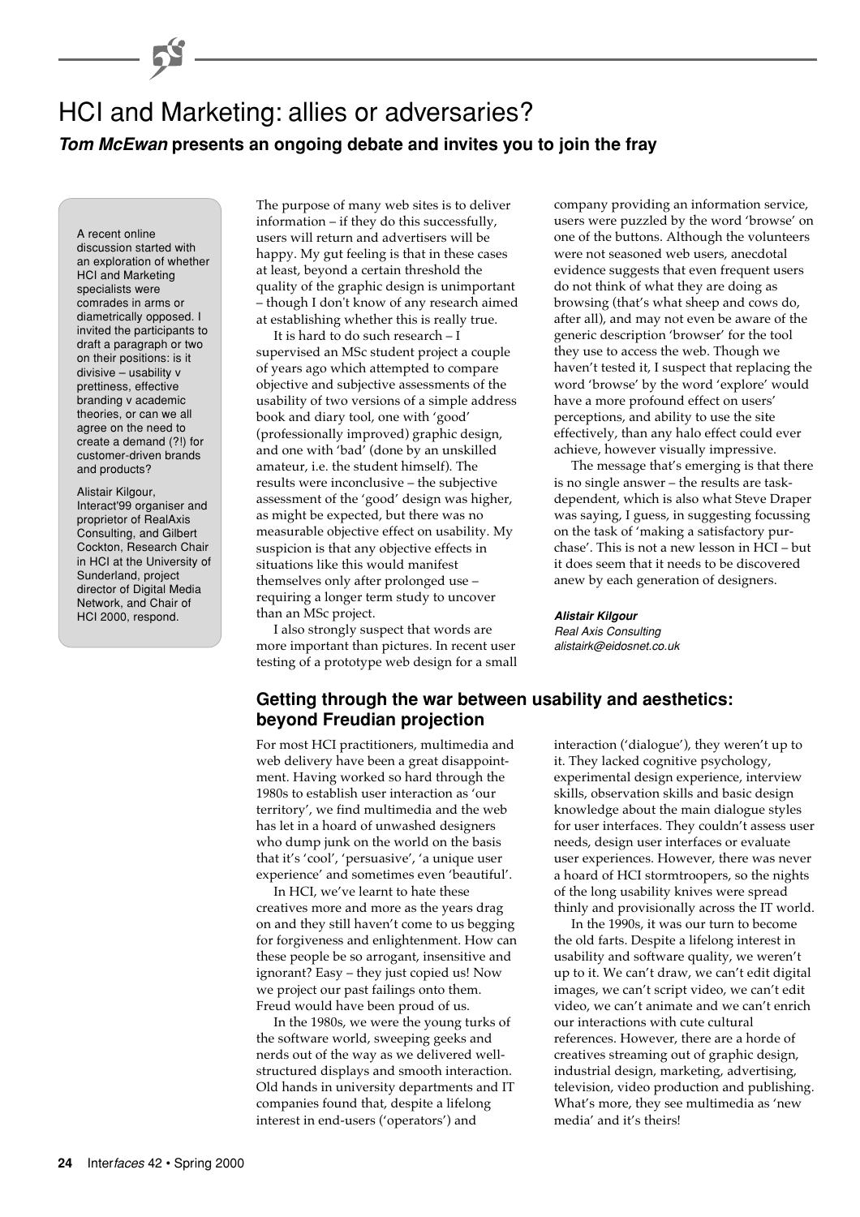# HCI and Marketing: allies or adversaries?

***Tom McEwan*** **presents an ongoing debate and invites you to join the fray**

A recent online discussion started with an exploration of whether HCI and Marketing specialists were comrades in arms or diametrically opposed. I invited the participants to draft a paragraph or two on their positions: is it divisive – usability v prettiness, effective branding v academic theories, or can we all agree on the need to create a demand (?!) for customer-driven brands and products?

Alistair Kilgour, Interact'99 organiser and proprietor of RealAxis Consulting, and Gilbert Cockton, Research Chair in HCI at the University of Sunderland, project director of Digital Media Network, and Chair of HCI 2000, respond.

The purpose of many web sites is to deliver information – if they do this successfully, users will return and advertisers will be happy. My gut feeling is that in these cases at least, beyond a certain threshold the quality of the graphic design is unimportant – though I don't know of any research aimed at establishing whether this is really true.

It is hard to do such research – I supervised an MSc student project a couple of years ago which attempted to compare objective and subjective assessments of the usability of two versions of a simple address book and diary tool, one with 'good' (professionally improved) graphic design, and one with 'bad' (done by an unskilled amateur, i.e. the student himself). The results were inconclusive – the subjective assessment of the 'good' design was higher, as might be expected, but there was no measurable objective effect on usability. My suspicion is that any objective effects in situations like this would manifest themselves only after prolonged use – requiring a longer term study to uncover than an MSc project.

I also strongly suspect that words are more important than pictures. In recent user testing of a prototype web design for a small company providing an information service, users were puzzled by the word 'browse' on one of the buttons. Although the volunteers were not seasoned web users, anecdotal evidence suggests that even frequent users do not think of what they are doing as browsing (that's what sheep and cows do, after all), and may not even be aware of the generic description 'browser' for the tool they use to access the web. Though we haven't tested it, I suspect that replacing the word 'browse' by the word 'explore' would have a more profound effect on users' perceptions, and ability to use the site effectively, than any halo effect could ever achieve, however visually impressive.

The message that's emerging is that there is no single answer – the results are task-dependent, which is also what Steve Draper was saying, I guess, in suggesting focussing on the task of 'making a satisfactory purchase'. This is not a new lesson in HCI – but it does seem that it needs to be discovered anew by each generation of designers.

***Alistair Kilgour***
*Real Axis Consulting*
*alistairk@eidosnet.co.uk*

## Getting through the war between usability and aesthetics: beyond Freudian projection

For most HCI practitioners, multimedia and web delivery have been a great disappointment. Having worked so hard through the 1980s to establish user interaction as 'our territory', we find multimedia and the web has let in a hoard of unwashed designers who dump junk on the world on the basis that it's 'cool', 'persuasive', 'a unique user experience' and sometimes even 'beautiful'.

In HCI, we've learnt to hate these creatives more and more as the years drag on and they still haven't come to us begging for forgiveness and enlightenment. How can these people be so arrogant, insensitive and ignorant? Easy – they just copied us! Now we project our past failings onto them. Freud would have been proud of us.

In the 1980s, we were the young turks of the software world, sweeping geeks and nerds out of the way as we delivered well-structured displays and smooth interaction. Old hands in university departments and IT companies found that, despite a lifelong interest in end-users ('operators') and interaction ('dialogue'), they weren't up to it. They lacked cognitive psychology, experimental design experience, interview skills, observation skills and basic design knowledge about the main dialogue styles for user interfaces. They couldn't assess user needs, design user interfaces or evaluate user experiences. However, there was never a hoard of HCI stormtroopers, so the nights of the long usability knives were spread thinly and provisionally across the IT world.

In the 1990s, it was our turn to become the old farts. Despite a lifelong interest in usability and software quality, we weren't up to it. We can't draw, we can't edit digital images, we can't script video, we can't edit video, we can't animate and we can't enrich our interactions with cute cultural references. However, there are a horde of creatives streaming out of graphic design, industrial design, marketing, advertising, television, video production and publishing. What's more, they see multimedia as 'new media' and it's theirs!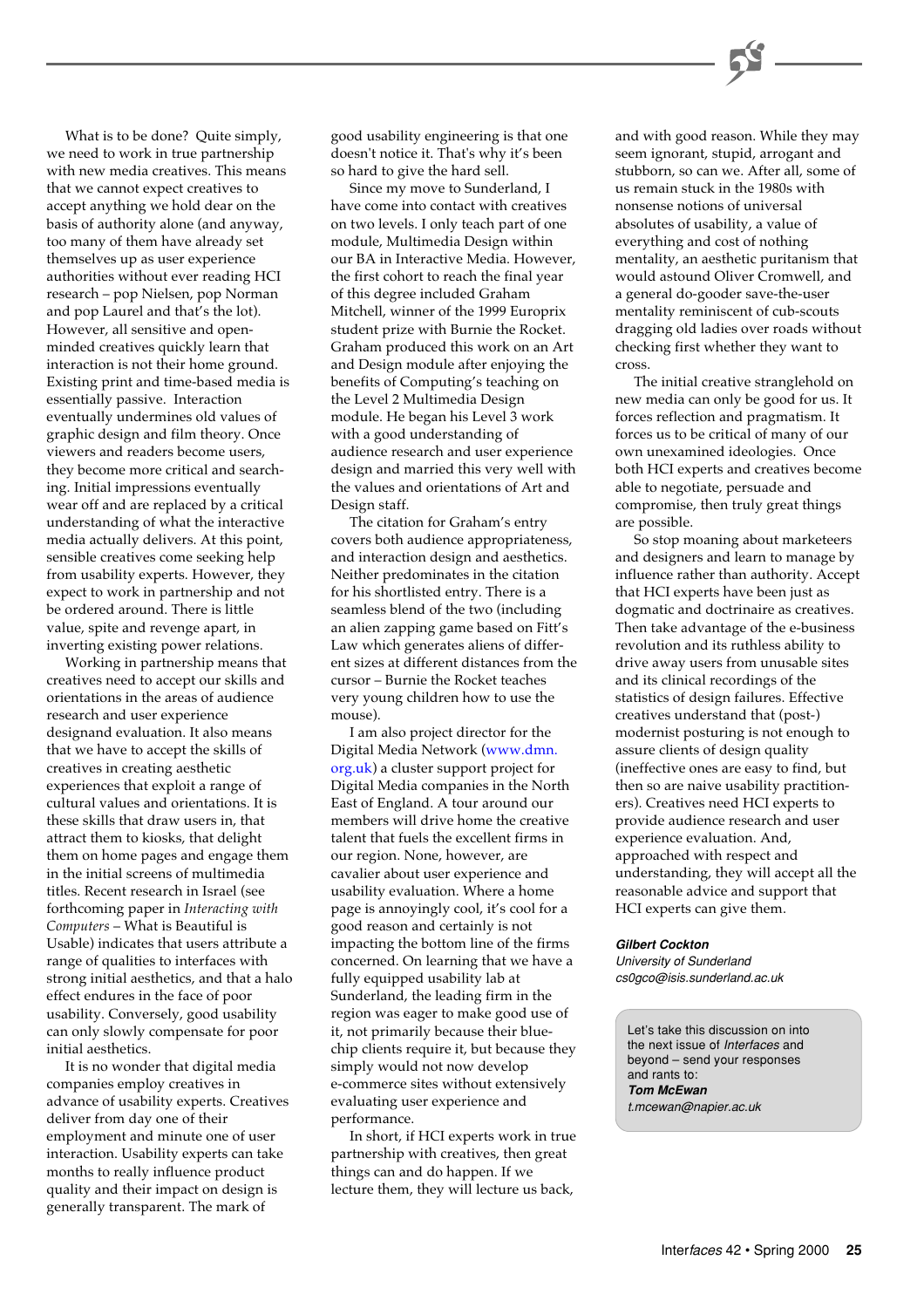What is to be done? Quite simply, we need to work in true partnership with new media creatives. This means that we cannot expect creatives to accept anything we hold dear on the basis of authority alone (and anyway, too many of them have already set themselves up as user experience authorities without ever reading HCI research – pop Nielsen, pop Norman and pop Laurel and that's the lot). However, all sensitive and open-minded creatives quickly learn that interaction is not their home ground. Existing print and time-based media is essentially passive. Interaction eventually undermines old values of graphic design and film theory. Once viewers and readers become users, they become more critical and searching. Initial impressions eventually wear off and are replaced by a critical understanding of what the interactive media actually delivers. At this point, sensible creatives come seeking help from usability experts. However, they expect to work in partnership and not be ordered around. There is little value, spite and revenge apart, in inverting existing power relations.

Working in partnership means that creatives need to accept our skills and orientations in the areas of audience research and user experience designand evaluation. It also means that we have to accept the skills of creatives in creating aesthetic experiences that exploit a range of cultural values and orientations. It is these skills that draw users in, that attract them to kiosks, that delight them on home pages and engage them in the initial screens of multimedia titles. Recent research in Israel (see forthcoming paper in *Interacting with Computers* – What is Beautiful is Usable) indicates that users attribute a range of qualities to interfaces with strong initial aesthetics, and that a halo effect endures in the face of poor usability. Conversely, good usability can only slowly compensate for poor initial aesthetics.

It is no wonder that digital media companies employ creatives in advance of usability experts. Creatives deliver from day one of their employment and minute one of user interaction. Usability experts can take months to really influence product quality and their impact on design is generally transparent. The mark of good usability engineering is that one doesn't notice it. That's why it's been so hard to give the hard sell.

Since my move to Sunderland, I have come into contact with creatives on two levels. I only teach part of one module, Multimedia Design within our BA in Interactive Media. However, the first cohort to reach the final year of this degree included Graham Mitchell, winner of the 1999 Europrix student prize with Burnie the Rocket. Graham produced this work on an Art and Design module after enjoying the benefits of Computing's teaching on the Level 2 Multimedia Design module. He began his Level 3 work with a good understanding of audience research and user experience design and married this very well with the values and orientations of Art and Design staff.

The citation for Graham's entry covers both audience appropriateness, and interaction design and aesthetics. Neither predominates in the citation for his shortlisted entry. There is a seamless blend of the two (including an alien zapping game based on Fitt's Law which generates aliens of different sizes at different distances from the cursor – Burnie the Rocket teaches very young children how to use the mouse).

I am also project director for the Digital Media Network (www.dmn.org.uk) a cluster support project for Digital Media companies in the North East of England. A tour around our members will drive home the creative talent that fuels the excellent firms in our region. None, however, are cavalier about user experience and usability evaluation. Where a home page is annoyingly cool, it's cool for a good reason and certainly is not impacting the bottom line of the firms concerned. On learning that we have a fully equipped usability lab at Sunderland, the leading firm in the region was eager to make good use of it, not primarily because their blue-chip clients require it, but because they simply would not now develop e-commerce sites without extensively evaluating user experience and performance.

In short, if HCI experts work in true partnership with creatives, then great things can and do happen. If we lecture them, they will lecture us back, and with good reason. While they may seem ignorant, stupid, arrogant and stubborn, so can we. After all, some of us remain stuck in the 1980s with nonsense notions of universal absolutes of usability, a value of everything and cost of nothing mentality, an aesthetic puritanism that would astound Oliver Cromwell, and a general do-gooder save-the-user mentality reminiscent of cub-scouts dragging old ladies over roads without checking first whether they want to cross.

The initial creative stranglehold on new media can only be good for us. It forces reflection and pragmatism. It forces us to be critical of many of our own unexamined ideologies. Once both HCI experts and creatives become able to negotiate, persuade and compromise, then truly great things are possible.

So stop moaning about marketeers and designers and learn to manage by influence rather than authority. Accept that HCI experts have been just as dogmatic and doctrinaire as creatives. Then take advantage of the e-business revolution and its ruthless ability to drive away users from unusable sites and its clinical recordings of the statistics of design failures. Effective creatives understand that (post-) modernist posturing is not enough to assure clients of design quality (ineffective ones are easy to find, but then so are naive usability practitioners). Creatives need HCI experts to provide audience research and user experience evaluation. And, approached with respect and understanding, they will accept all the reasonable advice and support that HCI experts can give them.

***Gilbert Cockton***
*University of Sunderland*
*cs0gco@isis.sunderland.ac.uk*

Let's take this discussion on into the next issue of *Interfaces* and beyond – send your responses and rants to:
***Tom McEwan***
*t.mcewan@napier.ac.uk*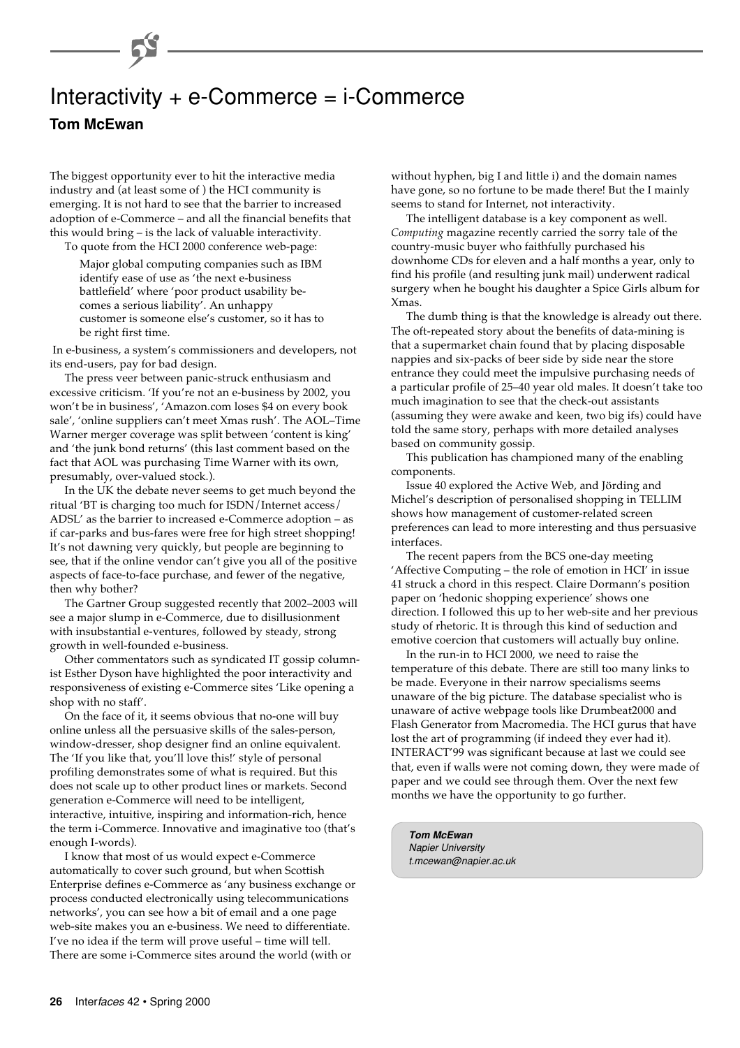# Interactivity + e-Commerce = i-Commerce

**Tom McEwan**

The biggest opportunity ever to hit the interactive media industry and (at least some of ) the HCI community is emerging. It is not hard to see that the barrier to increased adoption of e-Commerce – and all the financial benefits that this would bring – is the lack of valuable interactivity.

To quote from the HCI 2000 conference web-page:

> Major global computing companies such as IBM identify ease of use as 'the next e-business battlefield' where 'poor product usability becomes a serious liability'. An unhappy customer is someone else's customer, so it has to be right first time.

In e-business, a system's commissioners and developers, not its end-users, pay for bad design.

The press veer between panic-struck enthusiasm and excessive criticism. 'If you're not an e-business by 2002, you won't be in business', 'Amazon.com loses $4 on every book sale', 'online suppliers can't meet Xmas rush'. The AOL–Time Warner merger coverage was split between 'content is king' and 'the junk bond returns' (this last comment based on the fact that AOL was purchasing Time Warner with its own, presumably, over-valued stock.).

In the UK the debate never seems to get much beyond the ritual 'BT is charging too much for ISDN/Internet access/ADSL' as the barrier to increased e-Commerce adoption – as if car-parks and bus-fares were free for high street shopping! It's not dawning very quickly, but people are beginning to see, that if the online vendor can't give you all of the positive aspects of face-to-face purchase, and fewer of the negative, then why bother?

The Gartner Group suggested recently that 2002–2003 will see a major slump in e-Commerce, due to disillusionment with insubstantial e-ventures, followed by steady, strong growth in well-founded e-business.

Other commentators such as syndicated IT gossip columnist Esther Dyson have highlighted the poor interactivity and responsiveness of existing e-Commerce sites 'Like opening a shop with no staff'.

On the face of it, it seems obvious that no-one will buy online unless all the persuasive skills of the sales-person, window-dresser, shop designer find an online equivalent. The 'If you like that, you'll love this!' style of personal profiling demonstrates some of what is required. But this does not scale up to other product lines or markets. Second generation e-Commerce will need to be intelligent, interactive, intuitive, inspiring and information-rich, hence the term i-Commerce. Innovative and imaginative too (that's enough I-words).

I know that most of us would expect e-Commerce automatically to cover such ground, but when Scottish Enterprise defines e-Commerce as 'any business exchange or process conducted electronically using telecommunications networks', you can see how a bit of email and a one page web-site makes you an e-business. We need to differentiate. I've no idea if the term will prove useful – time will tell. There are some i-Commerce sites around the world (with or without hyphen, big I and little i) and the domain names have gone, so no fortune to be made there! But the I mainly seems to stand for Internet, not interactivity.

The intelligent database is a key component as well. *Computing* magazine recently carried the sorry tale of the country-music buyer who faithfully purchased his downhome CDs for eleven and a half months a year, only to find his profile (and resulting junk mail) underwent radical surgery when he bought his daughter a Spice Girls album for Xmas.

The dumb thing is that the knowledge is already out there. The oft-repeated story about the benefits of data-mining is that a supermarket chain found that by placing disposable nappies and six-packs of beer side by side near the store entrance they could meet the impulsive purchasing needs of a particular profile of 25–40 year old males. It doesn't take too much imagination to see that the check-out assistants (assuming they were awake and keen, two big ifs) could have told the same story, perhaps with more detailed analyses based on community gossip.

This publication has championed many of the enabling components.

Issue 40 explored the Active Web, and Jörding and Michel's description of personalised shopping in TELLIM shows how management of customer-related screen preferences can lead to more interesting and thus persuasive interfaces.

The recent papers from the BCS one-day meeting 'Affective Computing – the role of emotion in HCI' in issue 41 struck a chord in this respect. Claire Dormann's position paper on 'hedonic shopping experience' shows one direction. I followed this up to her web-site and her previous study of rhetoric. It is through this kind of seduction and emotive coercion that customers will actually buy online.

In the run-in to HCI 2000, we need to raise the temperature of this debate. There are still too many links to be made. Everyone in their narrow specialisms seems unaware of the big picture. The database specialist who is unaware of active webpage tools like Drumbeat2000 and Flash Generator from Macromedia. The HCI gurus that have lost the art of programming (if indeed they ever had it). INTERACT'99 was significant because at last we could see that, even if walls were not coming down, they were made of paper and we could see through them. Over the next few months we have the opportunity to go further.

***Tom McEwan***
*Napier University*
*t.mcewan@napier.ac.uk*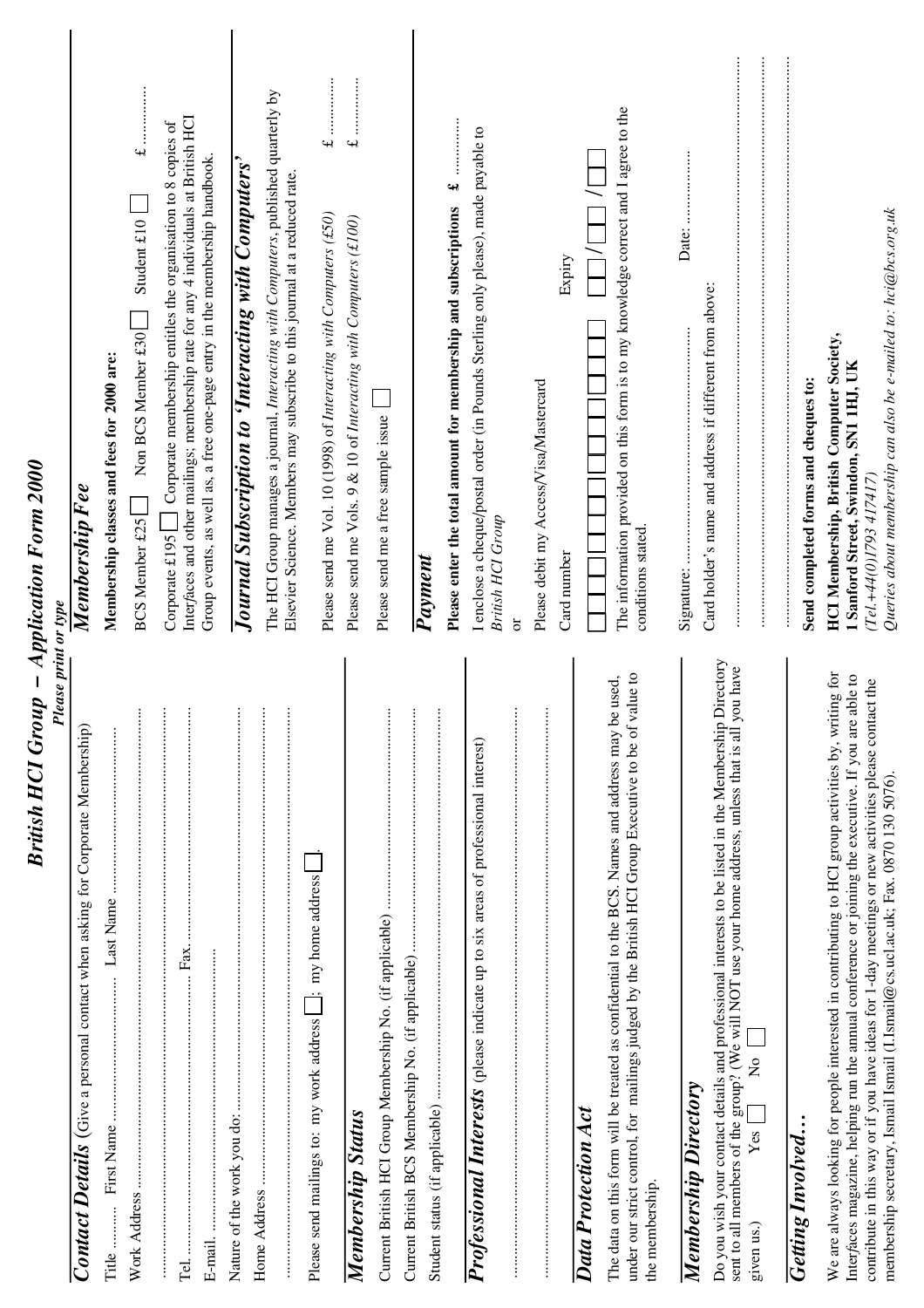# British HCI Group – Application Form 2000

*Please print or type*

## Contact Details (Give a personal contact when asking for Corporate Membership)

Title .......... First Name ............................ Last Name ............................

Work Address ............................................................................

.............................................................................................

Tel. ............................................ Fax. ............................................

E-mail. .....................................................................................

Nature of the work you do: ..........................................................

Home Address ............................................................................

.............................................................................................

Please send mailings to: my work address ☐; my home address ☐.

## Membership Status

Current British HCI Group Membership No. (if applicable) ..............................

Current British BCS Membership No. (if applicable) ..............................

Student status (if applicable) ..............................

## Professional Interests (please indicate up to six areas of professional interest)

.............................................................................................

.............................................................................................

## Data Protection Act

The data on this form will be treated as confidential to the BCS. Names and address may be used, under our strict control, for mailings judged by the British HCI Group Executive to be of value to the membership.

## Membership Directory

Do you wish your contact details and professional interests to be listed in the Membership Directory sent to all members of the group? (We will NOT use your home address, unless that is all you have given us.) Yes ☐ No ☐

## Getting Involved…

We are always looking for people interested in contributing to HCI group activities by, writing for Interfaces magazine, helping run the annual conference or joining the executive. If you are able to contribute in this way or if you have ideas for 1-day meetings or new activities please contact the membership secretary, Ismail Ismail (I.Ismail@cs.ucl.ac.uk; Fax. 0870 130 5076).

## Membership Fee

**Membership classes and fees for 2000 are:**

BCS Member £25 ☐ Non BCS Member £30 ☐ Student £10 ☐ £ ..............

Corporate £195 ☐ Corporate membership entitles the organisation to 8 copies of Interfaces and other mailings; membership rate for any 4 individuals at British HCI Group events, as well as, a free one-page entry in the membership handbook.

## Journal Subscription to 'Interacting with Computers'

The HCI Group manages a journal, *Interacting with Computers*, published quarterly by Elsevier Science. Members may subscribe to this journal at a reduced rate.

Please send me Vol. 10 (1998) of *Interacting with Computers (£50)* £ ..............

Please send me Vols. 9 & 10 of *Interacting with Computers (£100)* £ ..............

Please send me a free sample issue ☐

## Payment

**Please enter the total amount for membership and subscriptions £** ..............

I enclose a cheque/postal order (in Pounds Sterling only please), made payable to *British HCI Group*

or

Please debit my Access/Visa/Mastercard

Card number ☐☐☐☐☐☐☐☐☐☐☐☐ Expiry ☐☐/☐☐/☐☐

The information provided on this form is to my knowledge correct and I agree to the conditions stated.

Signature: ........................................ Date: ..............

Card holder's name and address if different from above:

.............................................................................................

.............................................................................................

.............................................................................................

**Send completed forms and cheques to:**

**HCI Membership, British Computer Society, 1 Sanford Street, Swindon, SN1 1HJ, UK**

*(Tel.+44(0)1793 417417)*

*Queries about membership can also be e-mailed to: hci@bcs.org.uk*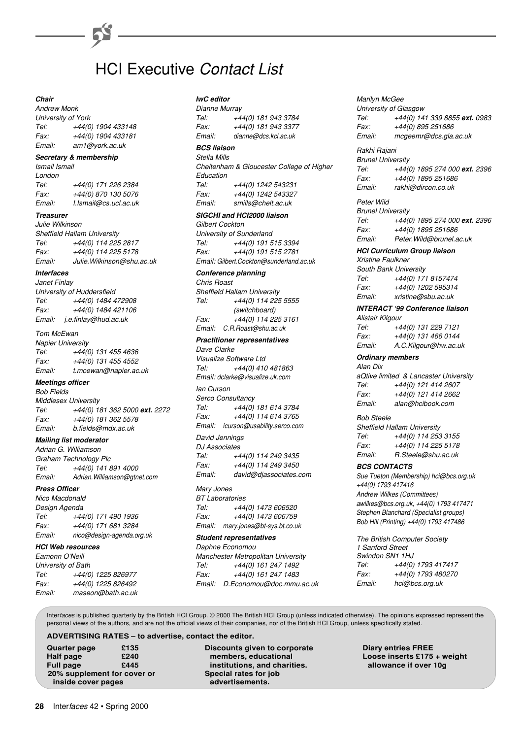# HCI Executive *Contact List*

***Chair***
*Andrew Monk*
*University of York*
*Tel: +44(0) 1904 433148*
*Fax: +44(0) 1904 433181*
*Email: am1@york.ac.uk*

***Secretary & membership***
*Ismail Ismail*
*London*
*Tel: +44(0) 171 226 2384*
*Fax: +44(0) 870 130 5076*
*Email: I.Ismail@cs.ucl.ac.uk*

***Treasurer***
*Julie Wilkinson*
*Sheffield Hallam University*
*Tel: +44(0) 114 225 2817*
*Fax: +44(0) 114 225 5178*
*Email: Julie.Wilkinson@shu.ac.uk*

***Interfaces***
*Janet Finlay*
*University of Huddersfield*
*Tel: +44(0) 1484 472908*
*Fax: +44(0) 1484 421106*
*Email: j.e.finlay@hud.ac.uk*

*Tom McEwan*
*Napier University*
*Tel: +44(0) 131 455 4636*
*Fax: +44(0) 131 455 4552*
*Email: t.mcewan@napier.ac.uk*

***Meetings officer***
*Bob Fields*
*Middlesex University*
*Tel: +44(0) 181 362 5000* ***ext.*** *2272*
*Fax: +44(0) 181 362 5578*
*Email: b.fields@mdx.ac.uk*

***Mailing list moderator***
*Adrian G. Williamson*
*Graham Technology Plc*
*Tel: +44(0) 141 891 4000*
*Email: Adrian.Williamson@gtnet.com*

***Press Officer***
*Nico Macdonald*
*Design Agenda*
*Tel: +44(0) 171 490 1936*
*Fax: +44(0) 171 681 3284*
*Email: nico@design-agenda.org.uk*

***HCI Web resources***
*Eamonn O'Neill*
*University of Bath*
*Tel: +44(0) 1225 826977*
*Fax: +44(0) 1225 826492*
*Email: maseon@bath.ac.uk*

***IwC editor***
*Dianne Murray*
*Tel: +44(0) 181 943 3784*
*Fax: +44(0) 181 943 3377*
*Email: dianne@dcs.kcl.ac.uk*

***BCS liaison***
*Stella Mills*
*Cheltenham & Gloucester College of Higher Education*
*Tel: +44(0) 1242 543231*
*Fax: +44(0) 1242 543327*
*Email: smills@chelt.ac.uk*

***SIGCHI and HCI2000 liaison***
*Gilbert Cockton*
*University of Sunderland*
*Tel: +44(0) 191 515 3394*
*Fax: +44(0) 191 515 2781*
*Email: Gilbert.Cockton@sunderland.ac.uk*

***Conference planning***
*Chris Roast*
*Sheffield Hallam University*
*Tel: +44(0) 114 225 5555 (switchboard)*
*Fax: +44(0) 114 225 3161*
*Email: C.R.Roast@shu.ac.uk*

***Practitioner representatives***
*Dave Clarke*
*Visualize Software Ltd*
*Tel: +44(0) 410 481863*
*Email: dclarke@visualize.uk.com*

*Ian Curson*
*Serco Consultancy*
*Tel: +44(0) 181 614 3784*
*Fax: +44(0) 114 614 3765*
*Email: icurson@usability.serco.com*

*David Jennings*
*DJ Associates*
*Tel: +44(0) 114 249 3435*
*Fax: +44(0) 114 249 3450*
*Email: david@djassociates.com*

*Mary Jones*
*BT Laboratories*
*Tel: +44(0) 1473 606520*
*Fax: +44(0) 1473 606759*
*Email: mary.jones@bt-sys.bt.co.uk*

***Student representatives***
*Daphne Economou*
*Manchester Metropolitan University*
*Tel: +44(0) 161 247 1492*
*Fax: +44(0) 161 247 1483*
*Email: D.Economou@doc.mmu.ac.uk*

*Marilyn McGee*
*University of Glasgow*
*Tel: +44(0) 141 339 8855* ***ext.*** *0983*
*Fax: +44(0) 895 251686*
*Email: mcgeemr@dcs.gla.ac.uk*

*Rakhi Rajani*
*Brunel University*
*Tel: +44(0) 1895 274 000* ***ext.*** *2396*
*Fax: +44(0) 1895 251686*
*Email: rakhi@dircon.co.uk*

*Peter Wild*
*Brunel University*
*Tel: +44(0) 1895 274 000* ***ext.*** *2396*
*Fax: +44(0) 1895 251686*
*Email: Peter.Wild@brunel.ac.uk*

***HCI Curriculum Group liaison***
*Xristine Faulkner*
*South Bank University*
*Tel: +44(0) 171 8157474*
*Fax: +44(0) 1202 595314*
*Email: xristine@sbu.ac.uk*

***INTERACT '99 Conference liaison***
*Alistair Kilgour*
*Tel: +44(0) 131 229 7121*
*Fax: +44(0) 131 466 0144*
*Email: A.C.Kilgour@hw.ac.uk*

***Ordinary members***
*Alan Dix*
*aQtive limited & Lancaster University*
*Tel: +44(0) 121 414 2607*
*Fax: +44(0) 121 414 2662*
*Email: alan@hcibook.com*

*Bob Steele*
*Sheffield Hallam University*
*Tel: +44(0) 114 253 3155*
*Fax: +44(0) 114 225 5178*
*Email: R.Steele@shu.ac.uk*

***BCS CONTACTS***
*Sue Tueton (Membership) hci@bcs.org.uk +44(0) 1793 417416*
*Andrew Wilkes (Committees) awilkes@bcs.org.uk, +44(0) 1793 417471*
*Stephen Blanchard (Specialist groups)*
*Bob Hill (Printing) +44(0) 1793 417486*

*The British Computer Society*
*1 Sanford Street*
*Swindon SN1 1HJ*
*Tel: +44(0) 1793 417417*
*Fax: +44(0) 1793 480270*
*Email: hci@bcs.org.uk*

Inter*faces* is published quarterly by the British HCI Group. © 2000 The British HCI Group (unless indicated otherwise). The opinions expressed represent the personal views of the authors, and are not the official views of their companies, nor of the British HCI Group, unless specifically stated.

**ADVERTISING RATES – to advertise, contact the editor.**

**Quarter page £135**
**Half page £240**
**Full page £445**
**20% supplement for cover or inside cover pages**

**Discounts given to corporate members, educational institutions, and charities.**
**Special rates for job advertisements.**

**Diary entries FREE**
**Loose inserts £175 + weight allowance if over 10g**